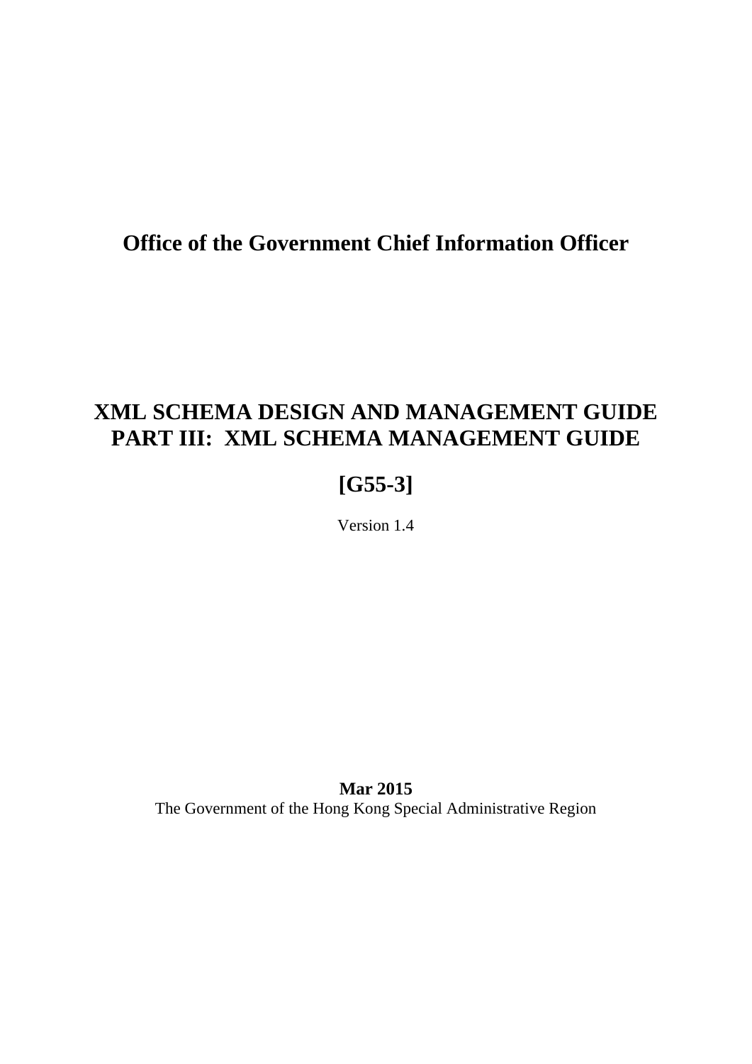**Office of the Government Chief Information Officer**

# XML SCHEMA DESIGN AND MANAGEMENT GUIDE PART III: XML SCHEMA MANAGEMENT GUIDE

## [G55-3]

Version 1.4

**Mar 2015**

The Government of the Hong Kong Special Administrative Region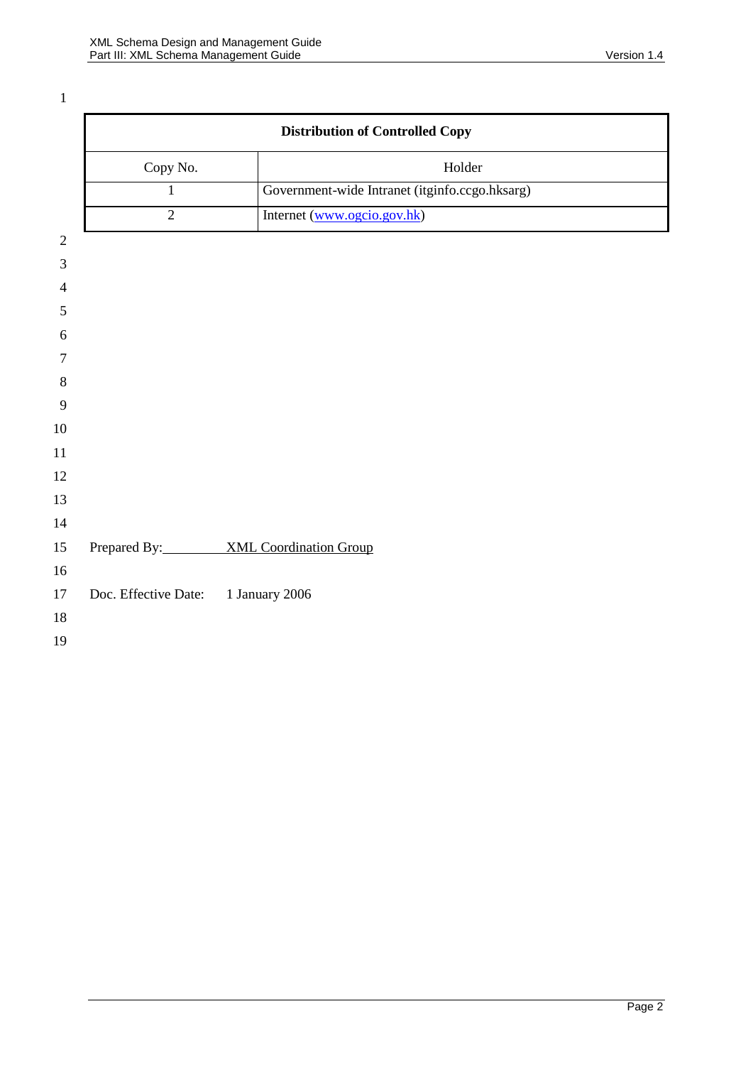| Distribution of Controlled Copy | |
|---|---|
| Copy No. | Holder |
| 1 | Government-wide Intranet (itginfo.ccgo.hksarg) |
| 2 | Internet (www.ogcio.gov.hk) |

Prepared By: XML Coordination Group

Doc. Effective Date: 1 January 2006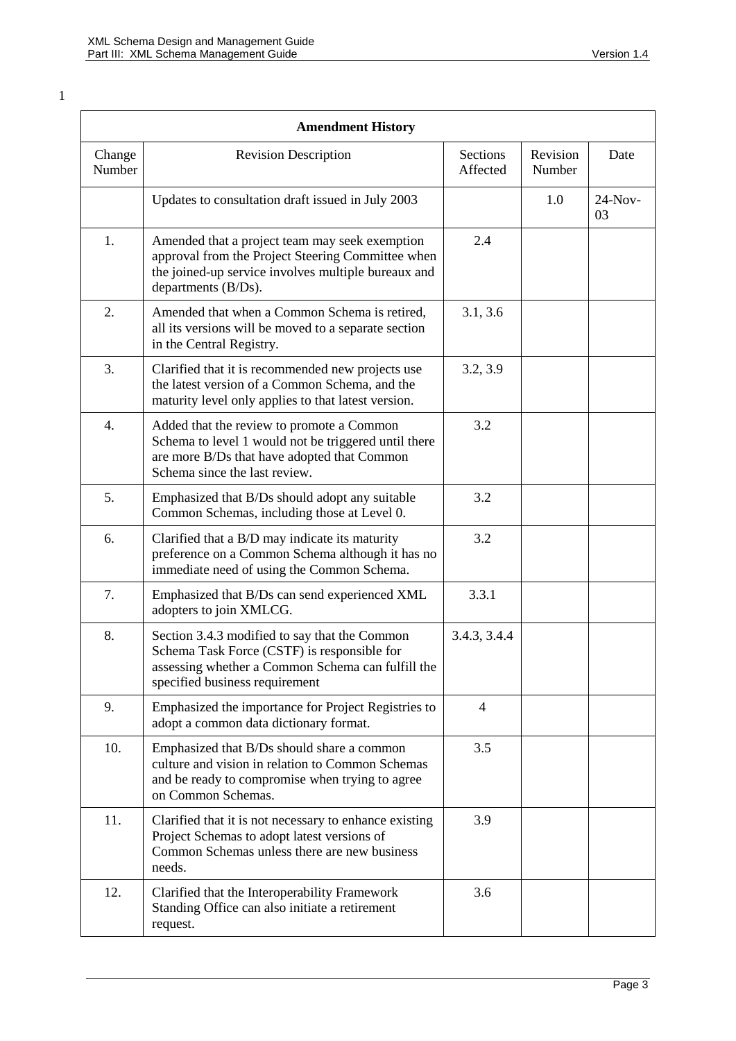1

| Amendment History | | | | |
|---|---|---|---|---|
| Change Number | Revision Description | Sections Affected | Revision Number | Date |
| | Updates to consultation draft issued in July 2003 | | 1.0 | 24-Nov-03 |
| 1. | Amended that a project team may seek exemption approval from the Project Steering Committee when the joined-up service involves multiple bureaux and departments (B/Ds). | 2.4 | | |
| 2. | Amended that when a Common Schema is retired, all its versions will be moved to a separate section in the Central Registry. | 3.1, 3.6 | | |
| 3. | Clarified that it is recommended new projects use the latest version of a Common Schema, and the maturity level only applies to that latest version. | 3.2, 3.9 | | |
| 4. | Added that the review to promote a Common Schema to level 1 would not be triggered until there are more B/Ds that have adopted that Common Schema since the last review. | 3.2 | | |
| 5. | Emphasized that B/Ds should adopt any suitable Common Schemas, including those at Level 0. | 3.2 | | |
| 6. | Clarified that a B/D may indicate its maturity preference on a Common Schema although it has no immediate need of using the Common Schema. | 3.2 | | |
| 7. | Emphasized that B/Ds can send experienced XML adopters to join XMLCG. | 3.3.1 | | |
| 8. | Section 3.4.3 modified to say that the Common Schema Task Force (CSTF) is responsible for assessing whether a Common Schema can fulfill the specified business requirement | 3.4.3, 3.4.4 | | |
| 9. | Emphasized the importance for Project Registries to adopt a common data dictionary format. | 4 | | |
| 10. | Emphasized that B/Ds should share a common culture and vision in relation to Common Schemas and be ready to compromise when trying to agree on Common Schemas. | 3.5 | | |
| 11. | Clarified that it is not necessary to enhance existing Project Schemas to adopt latest versions of Common Schemas unless there are new business needs. | 3.9 | | |
| 12. | Clarified that the Interoperability Framework Standing Office can also initiate a retirement request. | 3.6 | | |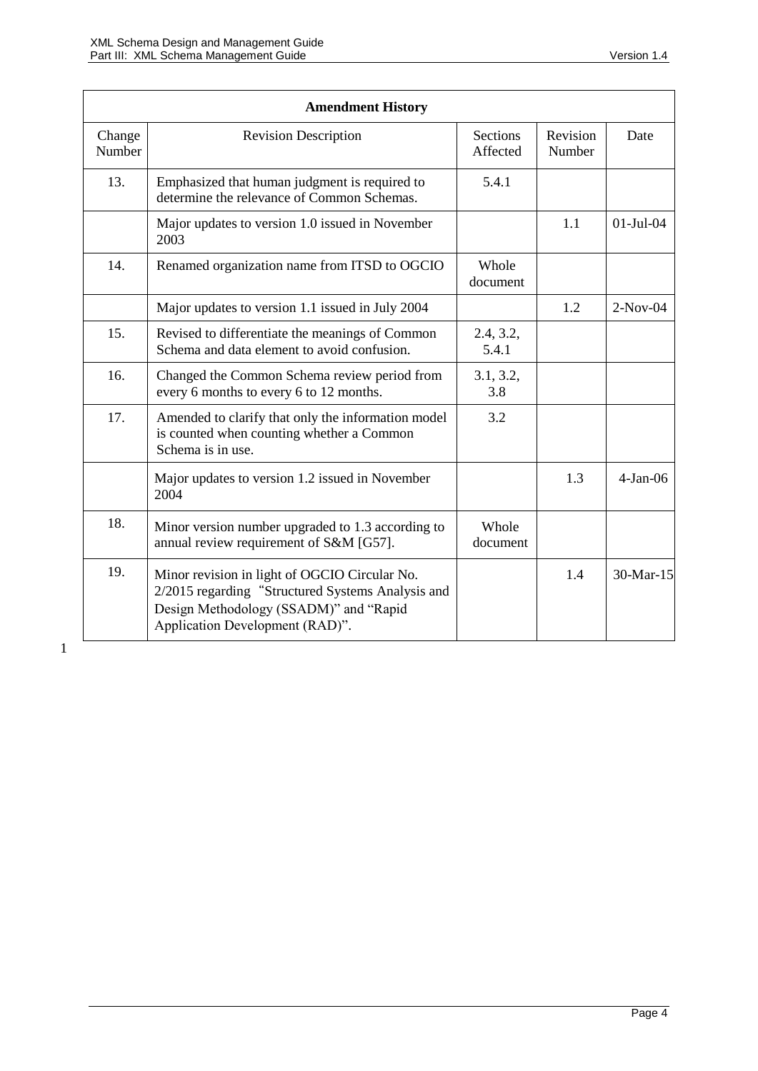| Amendment History | | | | |
|---|---|---|---|---|
| Change Number | Revision Description | Sections Affected | Revision Number | Date |
| 13. | Emphasized that human judgment is required to determine the relevance of Common Schemas. | 5.4.1 | | |
| | Major updates to version 1.0 issued in November 2003 | | 1.1 | 01-Jul-04 |
| 14. | Renamed organization name from ITSD to OGCIO | Whole document | | |
| | Major updates to version 1.1 issued in July 2004 | | 1.2 | 2-Nov-04 |
| 15. | Revised to differentiate the meanings of Common Schema and data element to avoid confusion. | 2.4, 3.2, 5.4.1 | | |
| 16. | Changed the Common Schema review period from every 6 months to every 6 to 12 months. | 3.1, 3.2, 3.8 | | |
| 17. | Amended to clarify that only the information model is counted when counting whether a Common Schema is in use. | 3.2 | | |
| | Major updates to version 1.2 issued in November 2004 | | 1.3 | 4-Jan-06 |
| 18. | Minor version number upgraded to 1.3 according to annual review requirement of S&M [G57]. | Whole document | | |
| 19. | Minor revision in light of OGCIO Circular No. 2/2015 regarding "Structured Systems Analysis and Design Methodology (SSADM)" and "Rapid Application Development (RAD)". | | 1.4 | 30-Mar-15 |

1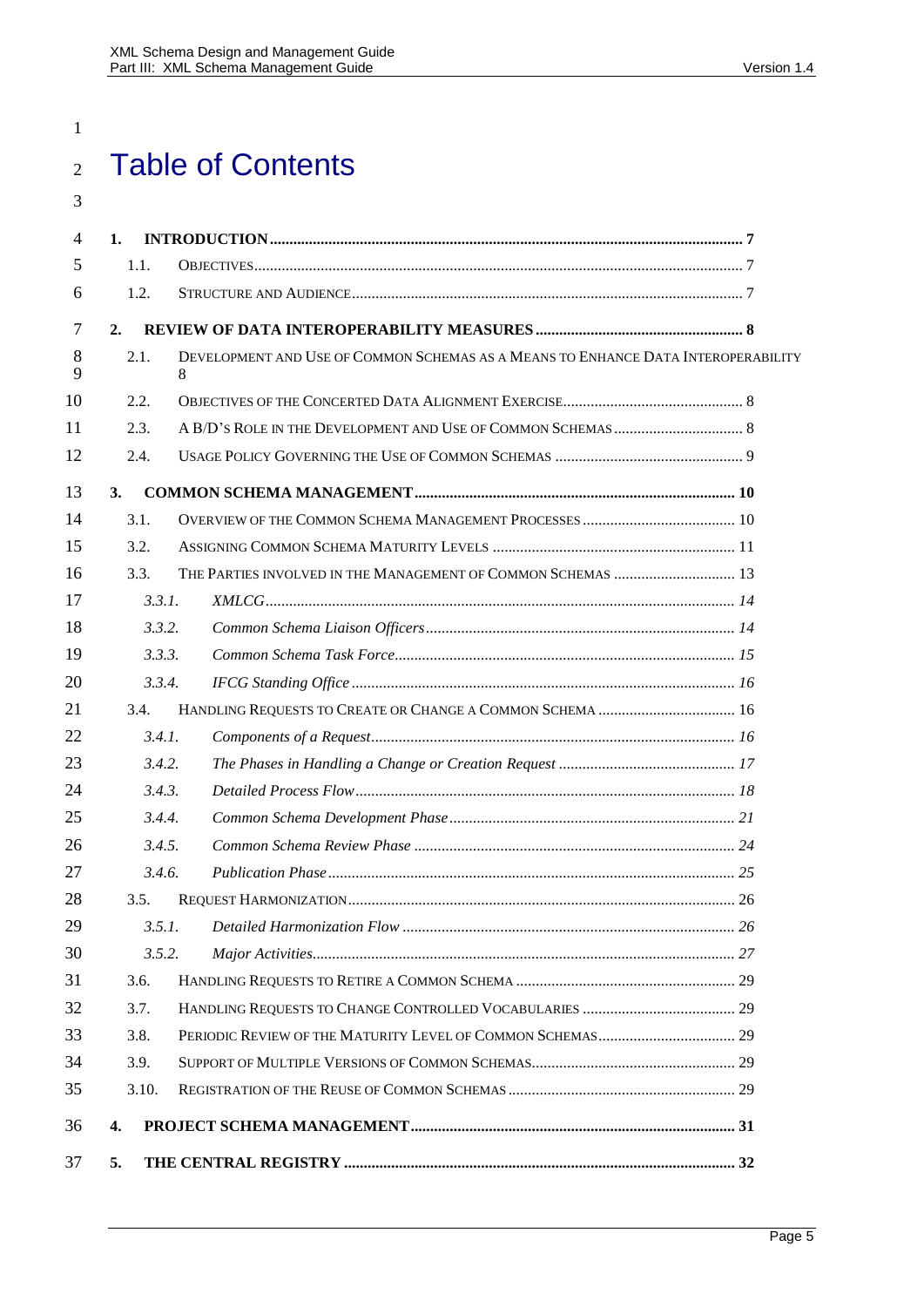# Table of Contents

1. INTRODUCTION ........ 7
   - 1.1. OBJECTIVES ........ 7
   - 1.2. STRUCTURE AND AUDIENCE ........ 7
2. REVIEW OF DATA INTEROPERABILITY MEASURES ........ 8
   - 2.1. DEVELOPMENT AND USE OF COMMON SCHEMAS AS A MEANS TO ENHANCE DATA INTEROPERABILITY ........ 8
   - 2.2. OBJECTIVES OF THE CONCERTED DATA ALIGNMENT EXERCISE ........ 8
   - 2.3. A B/D'S ROLE IN THE DEVELOPMENT AND USE OF COMMON SCHEMAS ........ 8
   - 2.4. USAGE POLICY GOVERNING THE USE OF COMMON SCHEMAS ........ 9
3. COMMON SCHEMA MANAGEMENT ........ 10
   - 3.1. OVERVIEW OF THE COMMON SCHEMA MANAGEMENT PROCESSES ........ 10
   - 3.2. ASSIGNING COMMON SCHEMA MATURITY LEVELS ........ 11
   - 3.3. THE PARTIES INVOLVED IN THE MANAGEMENT OF COMMON SCHEMAS ........ 13
     - *3.3.1. XMLCG ........ 14*
     - *3.3.2. Common Schema Liaison Officers ........ 14*
     - *3.3.3. Common Schema Task Force ........ 15*
     - *3.3.4. IFCG Standing Office ........ 16*
   - 3.4. HANDLING REQUESTS TO CREATE OR CHANGE A COMMON SCHEMA ........ 16
     - *3.4.1. Components of a Request ........ 16*
     - *3.4.2. The Phases in Handling a Change or Creation Request ........ 17*
     - *3.4.3. Detailed Process Flow ........ 18*
     - *3.4.4. Common Schema Development Phase ........ 21*
     - *3.4.5. Common Schema Review Phase ........ 24*
     - *3.4.6. Publication Phase ........ 25*
   - 3.5. REQUEST HARMONIZATION ........ 26
     - *3.5.1. Detailed Harmonization Flow ........ 26*
     - *3.5.2. Major Activities ........ 27*
   - 3.6. HANDLING REQUESTS TO RETIRE A COMMON SCHEMA ........ 29
   - 3.7. HANDLING REQUESTS TO CHANGE CONTROLLED VOCABULARIES ........ 29
   - 3.8. PERIODIC REVIEW OF THE MATURITY LEVEL OF COMMON SCHEMAS ........ 29
   - 3.9. SUPPORT OF MULTIPLE VERSIONS OF COMMON SCHEMAS ........ 29
   - 3.10. REGISTRATION OF THE REUSE OF COMMON SCHEMAS ........ 29
4. PROJECT SCHEMA MANAGEMENT ........ 31
5. THE CENTRAL REGISTRY ........ 32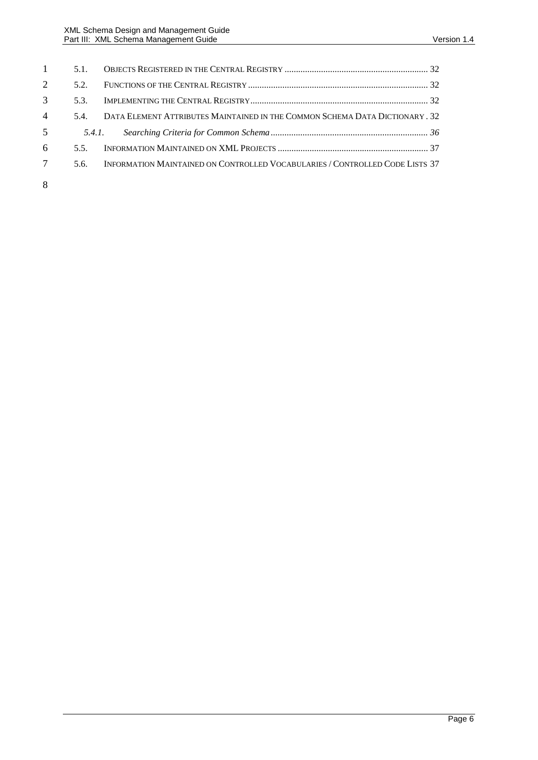5.1. Objects Registered in the Central Registry ........ 32

5.2. Functions of the Central Registry ........ 32

5.3. Implementing the Central Registry ........ 32

5.4. Data Element Attributes Maintained in the Common Schema Data Dictionary . 32

*5.4.1. Searching Criteria for Common Schema ........ 36*

5.5. Information Maintained on XML Projects ........ 37

5.6. Information Maintained on Controlled Vocabularies / Controlled Code Lists 37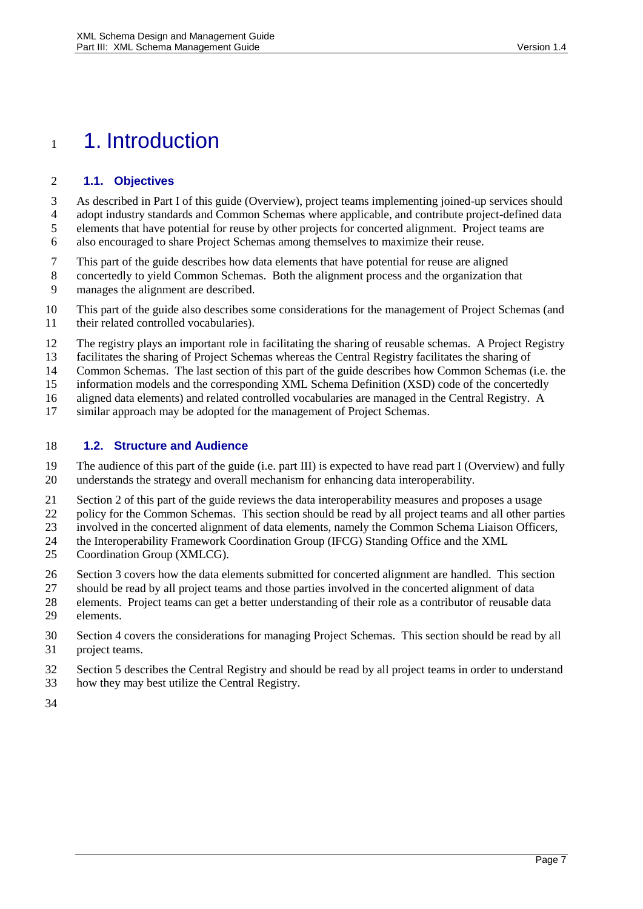# 1. Introduction

## 1.1. Objectives

As described in Part I of this guide (Overview), project teams implementing joined-up services should adopt industry standards and Common Schemas where applicable, and contribute project-defined data elements that have potential for reuse by other projects for concerted alignment. Project teams are also encouraged to share Project Schemas among themselves to maximize their reuse.

This part of the guide describes how data elements that have potential for reuse are aligned concertedly to yield Common Schemas. Both the alignment process and the organization that manages the alignment are described.

This part of the guide also describes some considerations for the management of Project Schemas (and their related controlled vocabularies).

The registry plays an important role in facilitating the sharing of reusable schemas. A Project Registry facilitates the sharing of Project Schemas whereas the Central Registry facilitates the sharing of Common Schemas. The last section of this part of the guide describes how Common Schemas (i.e. the information models and the corresponding XML Schema Definition (XSD) code of the concertedly aligned data elements) and related controlled vocabularies are managed in the Central Registry. A similar approach may be adopted for the management of Project Schemas.

## 1.2. Structure and Audience

The audience of this part of the guide (i.e. part III) is expected to have read part I (Overview) and fully understands the strategy and overall mechanism for enhancing data interoperability.

Section 2 of this part of the guide reviews the data interoperability measures and proposes a usage policy for the Common Schemas. This section should be read by all project teams and all other parties involved in the concerted alignment of data elements, namely the Common Schema Liaison Officers, the Interoperability Framework Coordination Group (IFCG) Standing Office and the XML Coordination Group (XMLCG).

Section 3 covers how the data elements submitted for concerted alignment are handled. This section should be read by all project teams and those parties involved in the concerted alignment of data elements. Project teams can get a better understanding of their role as a contributor of reusable data elements.

Section 4 covers the considerations for managing Project Schemas. This section should be read by all project teams.

Section 5 describes the Central Registry and should be read by all project teams in order to understand how they may best utilize the Central Registry.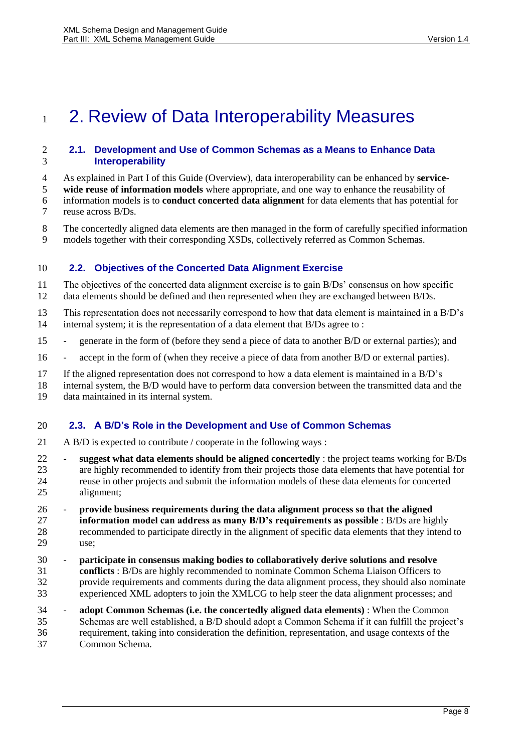# 2. Review of Data Interoperability Measures

## 2.1. Development and Use of Common Schemas as a Means to Enhance Data Interoperability

As explained in Part I of this Guide (Overview), data interoperability can be enhanced by **service-wide reuse of information models** where appropriate, and one way to enhance the reusability of information models is to **conduct concerted data alignment** for data elements that has potential for reuse across B/Ds.

The concertedly aligned data elements are then managed in the form of carefully specified information models together with their corresponding XSDs, collectively referred as Common Schemas.

## 2.2. Objectives of the Concerted Data Alignment Exercise

The objectives of the concerted data alignment exercise is to gain B/Ds' consensus on how specific data elements should be defined and then represented when they are exchanged between B/Ds.

This representation does not necessarily correspond to how that data element is maintained in a B/D's internal system; it is the representation of a data element that B/Ds agree to :

- generate in the form of (before they send a piece of data to another B/D or external parties); and
- accept in the form of (when they receive a piece of data from another B/D or external parties).

If the aligned representation does not correspond to how a data element is maintained in a B/D's internal system, the B/D would have to perform data conversion between the transmitted data and the data maintained in its internal system.

## 2.3. A B/D's Role in the Development and Use of Common Schemas

A B/D is expected to contribute / cooperate in the following ways :

- **suggest what data elements should be aligned concertedly** : the project teams working for B/Ds are highly recommended to identify from their projects those data elements that have potential for reuse in other projects and submit the information models of these data elements for concerted alignment;
- **provide business requirements during the data alignment process so that the aligned information model can address as many B/D's requirements as possible** : B/Ds are highly recommended to participate directly in the alignment of specific data elements that they intend to use;
- **participate in consensus making bodies to collaboratively derive solutions and resolve conflicts** : B/Ds are highly recommended to nominate Common Schema Liaison Officers to provide requirements and comments during the data alignment process, they should also nominate experienced XML adopters to join the XMLCG to help steer the data alignment processes; and
- **adopt Common Schemas (i.e. the concertedly aligned data elements)** : When the Common Schemas are well established, a B/D should adopt a Common Schema if it can fulfill the project's requirement, taking into consideration the definition, representation, and usage contexts of the Common Schema.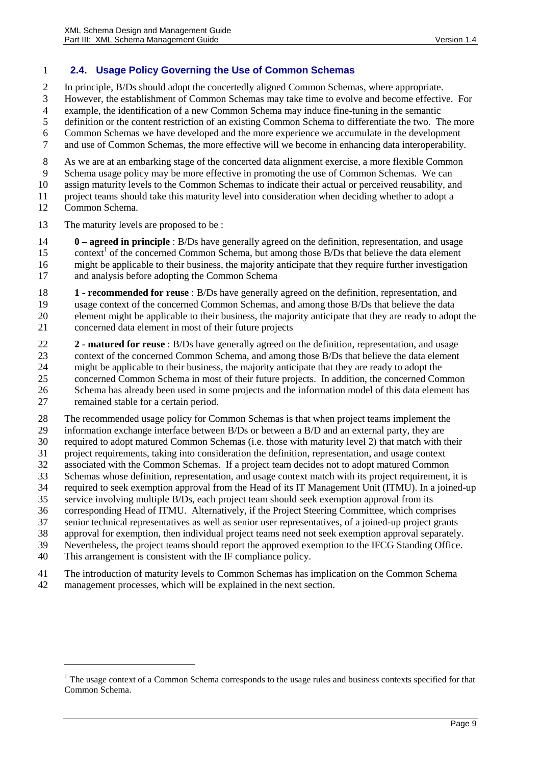## 2.4. Usage Policy Governing the Use of Common Schemas

In principle, B/Ds should adopt the concertedly aligned Common Schemas, where appropriate. However, the establishment of Common Schemas may take time to evolve and become effective. For example, the identification of a new Common Schema may induce fine-tuning in the semantic definition or the content restriction of an existing Common Schema to differentiate the two. The more Common Schemas we have developed and the more experience we accumulate in the development and use of Common Schemas, the more effective will we become in enhancing data interoperability.

As we are at an embarking stage of the concerted data alignment exercise, a more flexible Common Schema usage policy may be more effective in promoting the use of Common Schemas. We can assign maturity levels to the Common Schemas to indicate their actual or perceived reusability, and project teams should take this maturity level into consideration when deciding whether to adopt a Common Schema.

The maturity levels are proposed to be :

**0 – agreed in principle** : B/Ds have generally agreed on the definition, representation, and usage context[1] of the concerned Common Schema, but among those B/Ds that believe the data element might be applicable to their business, the majority anticipate that they require further investigation and analysis before adopting the Common Schema

**1 - recommended for reuse** : B/Ds have generally agreed on the definition, representation, and usage context of the concerned Common Schemas, and among those B/Ds that believe the data element might be applicable to their business, the majority anticipate that they are ready to adopt the concerned data element in most of their future projects

**2 - matured for reuse** : B/Ds have generally agreed on the definition, representation, and usage context of the concerned Common Schema, and among those B/Ds that believe the data element might be applicable to their business, the majority anticipate that they are ready to adopt the concerned Common Schema in most of their future projects. In addition, the concerned Common Schema has already been used in some projects and the information model of this data element has remained stable for a certain period.

The recommended usage policy for Common Schemas is that when project teams implement the information exchange interface between B/Ds or between a B/D and an external party, they are required to adopt matured Common Schemas (i.e. those with maturity level 2) that match with their project requirements, taking into consideration the definition, representation, and usage context associated with the Common Schemas. If a project team decides not to adopt matured Common Schemas whose definition, representation, and usage context match with its project requirement, it is required to seek exemption approval from the Head of its IT Management Unit (ITMU). In a joined-up service involving multiple B/Ds, each project team should seek exemption approval from its corresponding Head of ITMU. Alternatively, if the Project Steering Committee, which comprises senior technical representatives as well as senior user representatives, of a joined-up project grants approval for exemption, then individual project teams need not seek exemption approval separately. Nevertheless, the project teams should report the approved exemption to the IFCG Standing Office. This arrangement is consistent with the IF compliance policy.

The introduction of maturity levels to Common Schemas has implication on the Common Schema management processes, which will be explained in the next section.

---

[1] The usage context of a Common Schema corresponds to the usage rules and business contexts specified for that Common Schema.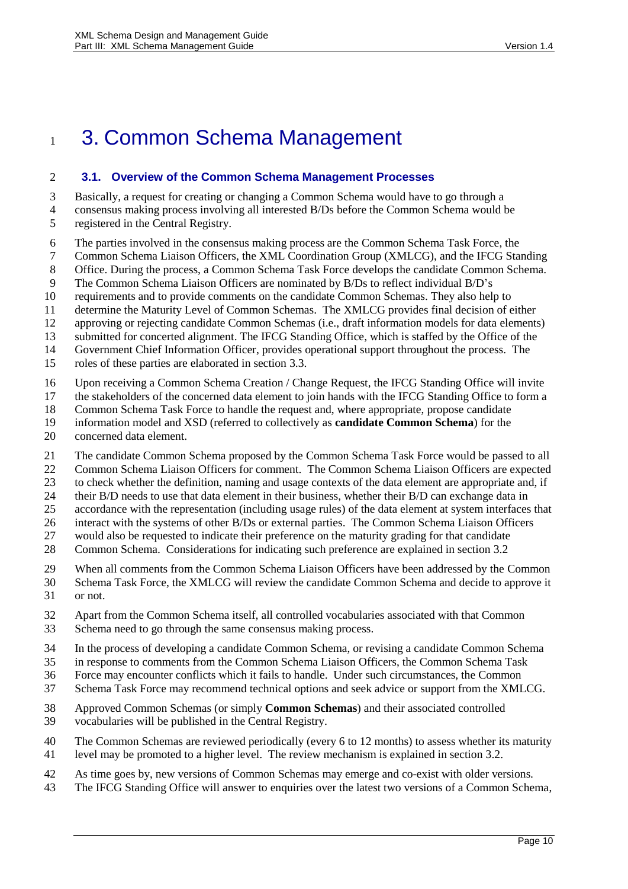# 3. Common Schema Management

### 3.1. Overview of the Common Schema Management Processes

Basically, a request for creating or changing a Common Schema would have to go through a consensus making process involving all interested B/Ds before the Common Schema would be registered in the Central Registry.

The parties involved in the consensus making process are the Common Schema Task Force, the Common Schema Liaison Officers, the XML Coordination Group (XMLCG), and the IFCG Standing Office. During the process, a Common Schema Task Force develops the candidate Common Schema. The Common Schema Liaison Officers are nominated by B/Ds to reflect individual B/D's requirements and to provide comments on the candidate Common Schemas. They also help to determine the Maturity Level of Common Schemas. The XMLCG provides final decision of either approving or rejecting candidate Common Schemas (i.e., draft information models for data elements) submitted for concerted alignment. The IFCG Standing Office, which is staffed by the Office of the Government Chief Information Officer, provides operational support throughout the process. The roles of these parties are elaborated in section 3.3.

Upon receiving a Common Schema Creation / Change Request, the IFCG Standing Office will invite the stakeholders of the concerned data element to join hands with the IFCG Standing Office to form a Common Schema Task Force to handle the request and, where appropriate, propose candidate information model and XSD (referred to collectively as **candidate Common Schema**) for the concerned data element.

The candidate Common Schema proposed by the Common Schema Task Force would be passed to all Common Schema Liaison Officers for comment. The Common Schema Liaison Officers are expected to check whether the definition, naming and usage contexts of the data element are appropriate and, if their B/D needs to use that data element in their business, whether their B/D can exchange data in accordance with the representation (including usage rules) of the data element at system interfaces that interact with the systems of other B/Ds or external parties. The Common Schema Liaison Officers would also be requested to indicate their preference on the maturity grading for that candidate Common Schema. Considerations for indicating such preference are explained in section 3.2

When all comments from the Common Schema Liaison Officers have been addressed by the Common Schema Task Force, the XMLCG will review the candidate Common Schema and decide to approve it or not.

Apart from the Common Schema itself, all controlled vocabularies associated with that Common Schema need to go through the same consensus making process.

In the process of developing a candidate Common Schema, or revising a candidate Common Schema in response to comments from the Common Schema Liaison Officers, the Common Schema Task Force may encounter conflicts which it fails to handle. Under such circumstances, the Common Schema Task Force may recommend technical options and seek advice or support from the XMLCG.

Approved Common Schemas (or simply **Common Schemas**) and their associated controlled vocabularies will be published in the Central Registry.

The Common Schemas are reviewed periodically (every 6 to 12 months) to assess whether its maturity level may be promoted to a higher level. The review mechanism is explained in section 3.2.

As time goes by, new versions of Common Schemas may emerge and co-exist with older versions. The IFCG Standing Office will answer to enquiries over the latest two versions of a Common Schema,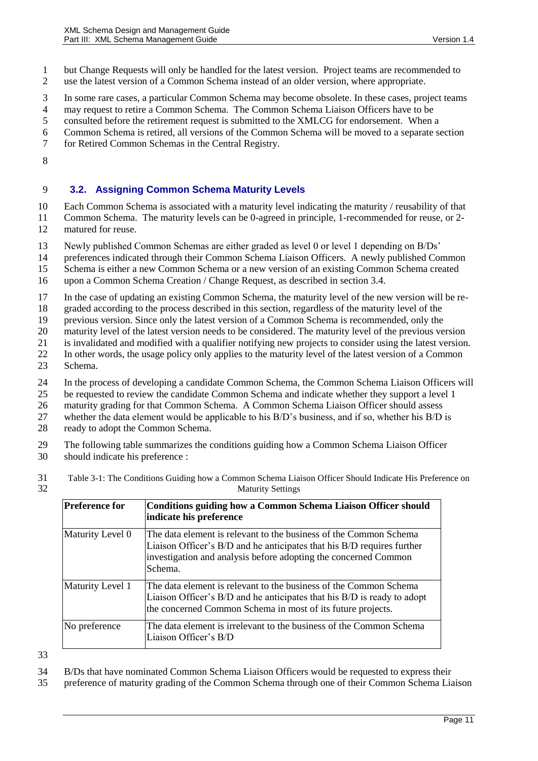but Change Requests will only be handled for the latest version. Project teams are recommended to use the latest version of a Common Schema instead of an older version, where appropriate.

In some rare cases, a particular Common Schema may become obsolete. In these cases, project teams may request to retire a Common Schema. The Common Schema Liaison Officers have to be consulted before the retirement request is submitted to the XMLCG for endorsement. When a Common Schema is retired, all versions of the Common Schema will be moved to a separate section for Retired Common Schemas in the Central Registry.

## 3.2. Assigning Common Schema Maturity Levels

Each Common Schema is associated with a maturity level indicating the maturity / reusability of that Common Schema. The maturity levels can be 0-agreed in principle, 1-recommended for reuse, or 2-matured for reuse.

Newly published Common Schemas are either graded as level 0 or level 1 depending on B/Ds' preferences indicated through their Common Schema Liaison Officers. A newly published Common Schema is either a new Common Schema or a new version of an existing Common Schema created upon a Common Schema Creation / Change Request, as described in section 3.4.

In the case of updating an existing Common Schema, the maturity level of the new version will be re-graded according to the process described in this section, regardless of the maturity level of the previous version. Since only the latest version of a Common Schema is recommended, only the maturity level of the latest version needs to be considered. The maturity level of the previous version is invalidated and modified with a qualifier notifying new projects to consider using the latest version. In other words, the usage policy only applies to the maturity level of the latest version of a Common Schema.

In the process of developing a candidate Common Schema, the Common Schema Liaison Officers will be requested to review the candidate Common Schema and indicate whether they support a level 1 maturity grading for that Common Schema. A Common Schema Liaison Officer should assess whether the data element would be applicable to his B/D's business, and if so, whether his B/D is ready to adopt the Common Schema.

The following table summarizes the conditions guiding how a Common Schema Liaison Officer should indicate his preference :

Table 3-1: The Conditions Guiding how a Common Schema Liaison Officer Should Indicate His Preference on Maturity Settings

| Preference for | Conditions guiding how a Common Schema Liaison Officer should indicate his preference |
|---|---|
| Maturity Level 0 | The data element is relevant to the business of the Common Schema Liaison Officer's B/D and he anticipates that his B/D requires further investigation and analysis before adopting the concerned Common Schema. |
| Maturity Level 1 | The data element is relevant to the business of the Common Schema Liaison Officer's B/D and he anticipates that his B/D is ready to adopt the concerned Common Schema in most of its future projects. |
| No preference | The data element is irrelevant to the business of the Common Schema Liaison Officer's B/D |

B/Ds that have nominated Common Schema Liaison Officers would be requested to express their preference of maturity grading of the Common Schema through one of their Common Schema Liaison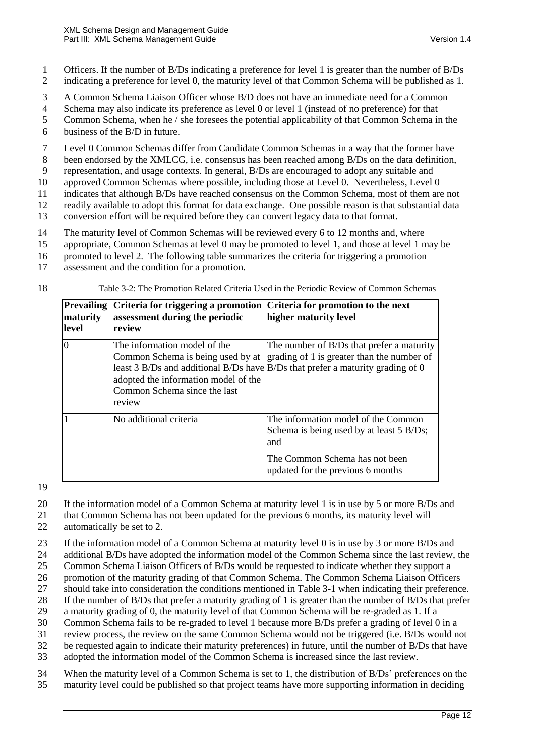Officers. If the number of B/Ds indicating a preference for level 1 is greater than the number of B/Ds indicating a preference for level 0, the maturity level of that Common Schema will be published as 1.

A Common Schema Liaison Officer whose B/D does not have an immediate need for a Common Schema may also indicate its preference as level 0 or level 1 (instead of no preference) for that Common Schema, when he / she foresees the potential applicability of that Common Schema in the business of the B/D in future.

Level 0 Common Schemas differ from Candidate Common Schemas in a way that the former have been endorsed by the XMLCG, i.e. consensus has been reached among B/Ds on the data definition, representation, and usage contexts. In general, B/Ds are encouraged to adopt any suitable and approved Common Schemas where possible, including those at Level 0. Nevertheless, Level 0 indicates that although B/Ds have reached consensus on the Common Schema, most of them are not readily available to adopt this format for data exchange. One possible reason is that substantial data conversion effort will be required before they can convert legacy data to that format.

The maturity level of Common Schemas will be reviewed every 6 to 12 months and, where appropriate, Common Schemas at level 0 may be promoted to level 1, and those at level 1 may be promoted to level 2. The following table summarizes the criteria for triggering a promotion assessment and the condition for a promotion.

Table 3-2: The Promotion Related Criteria Used in the Periodic Review of Common Schemas

| Prevailing maturity level | Criteria for triggering a promotion assessment during the periodic review | Criteria for promotion to the next higher maturity level |
|---|---|---|
| 0 | The information model of the Common Schema is being used by at least 3 B/Ds and additional B/Ds have adopted the information model of the Common Schema since the last review | The number of B/Ds that prefer a maturity grading of 1 is greater than the number of B/Ds that prefer a maturity grading of 0 |
| 1 | No additional criteria | The information model of the Common Schema is being used by at least 5 B/Ds; and<br><br>The Common Schema has not been updated for the previous 6 months |

If the information model of a Common Schema at maturity level 1 is in use by 5 or more B/Ds and that Common Schema has not been updated for the previous 6 months, its maturity level will automatically be set to 2.

If the information model of a Common Schema at maturity level 0 is in use by 3 or more B/Ds and additional B/Ds have adopted the information model of the Common Schema since the last review, the Common Schema Liaison Officers of B/Ds would be requested to indicate whether they support a promotion of the maturity grading of that Common Schema. The Common Schema Liaison Officers should take into consideration the conditions mentioned in Table 3-1 when indicating their preference. If the number of B/Ds that prefer a maturity grading of 1 is greater than the number of B/Ds that prefer a maturity grading of 0, the maturity level of that Common Schema will be re-graded as 1. If a Common Schema fails to be re-graded to level 1 because more B/Ds prefer a grading of level 0 in a review process, the review on the same Common Schema would not be triggered (i.e. B/Ds would not be requested again to indicate their maturity preferences) in future, until the number of B/Ds that have adopted the information model of the Common Schema is increased since the last review.

When the maturity level of a Common Schema is set to 1, the distribution of B/Ds' preferences on the maturity level could be published so that project teams have more supporting information in deciding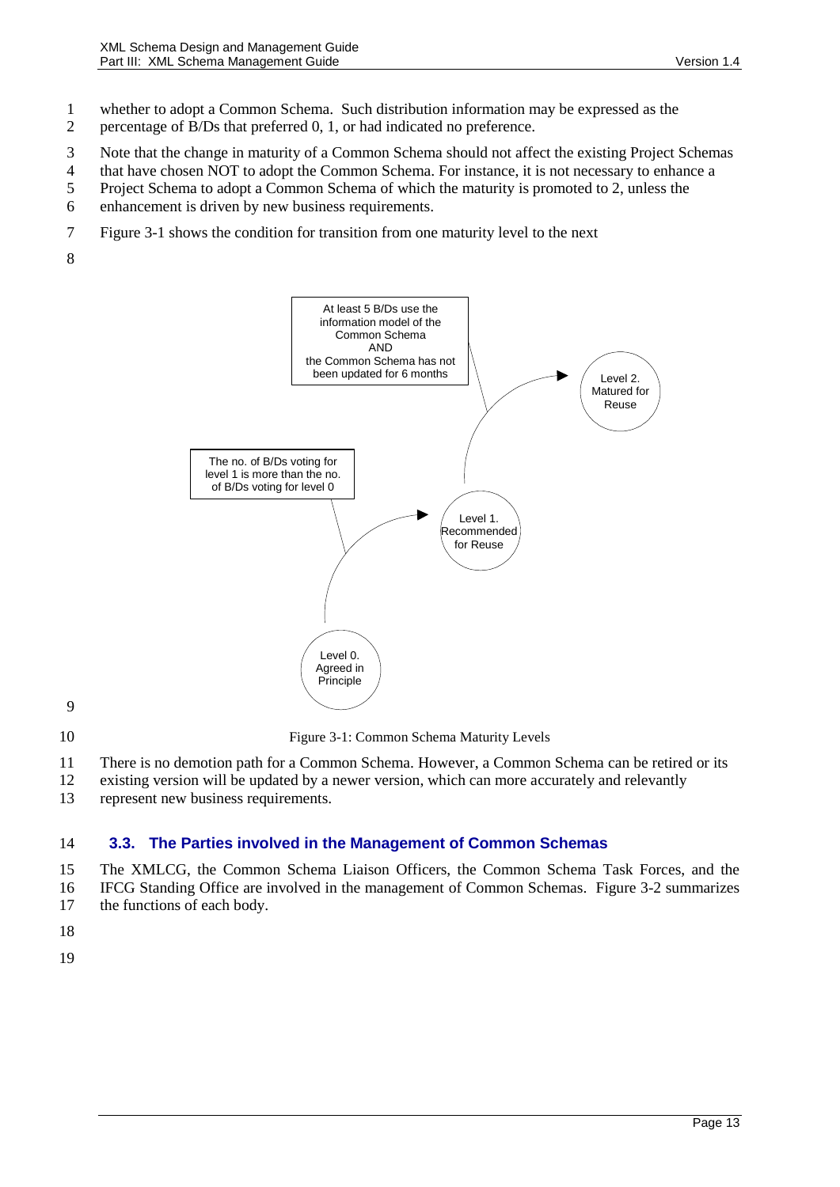whether to adopt a Common Schema. Such distribution information may be expressed as the percentage of B/Ds that preferred 0, 1, or had indicated no preference.

Note that the change in maturity of a Common Schema should not affect the existing Project Schemas that have chosen NOT to adopt the Common Schema. For instance, it is not necessary to enhance a Project Schema to adopt a Common Schema of which the maturity is promoted to 2, unless the enhancement is driven by new business requirements.

Figure 3-1 shows the condition for transition from one maturity level to the next

At least 5 B/Ds use the information model of the Common Schema AND the Common Schema has not been updated for 6 months

Level 2. Matured for Reuse

The no. of B/Ds voting for level 1 is more than the no. of B/Ds voting for level 0

Level 1. Recommended for Reuse

Level 0. Agreed in Principle

Figure 3-1: Common Schema Maturity Levels

There is no demotion path for a Common Schema. However, a Common Schema can be retired or its existing version will be updated by a newer version, which can more accurately and relevantly represent new business requirements.

## 3.3. The Parties involved in the Management of Common Schemas

The XMLCG, the Common Schema Liaison Officers, the Common Schema Task Forces, and the IFCG Standing Office are involved in the management of Common Schemas. Figure 3-2 summarizes the functions of each body.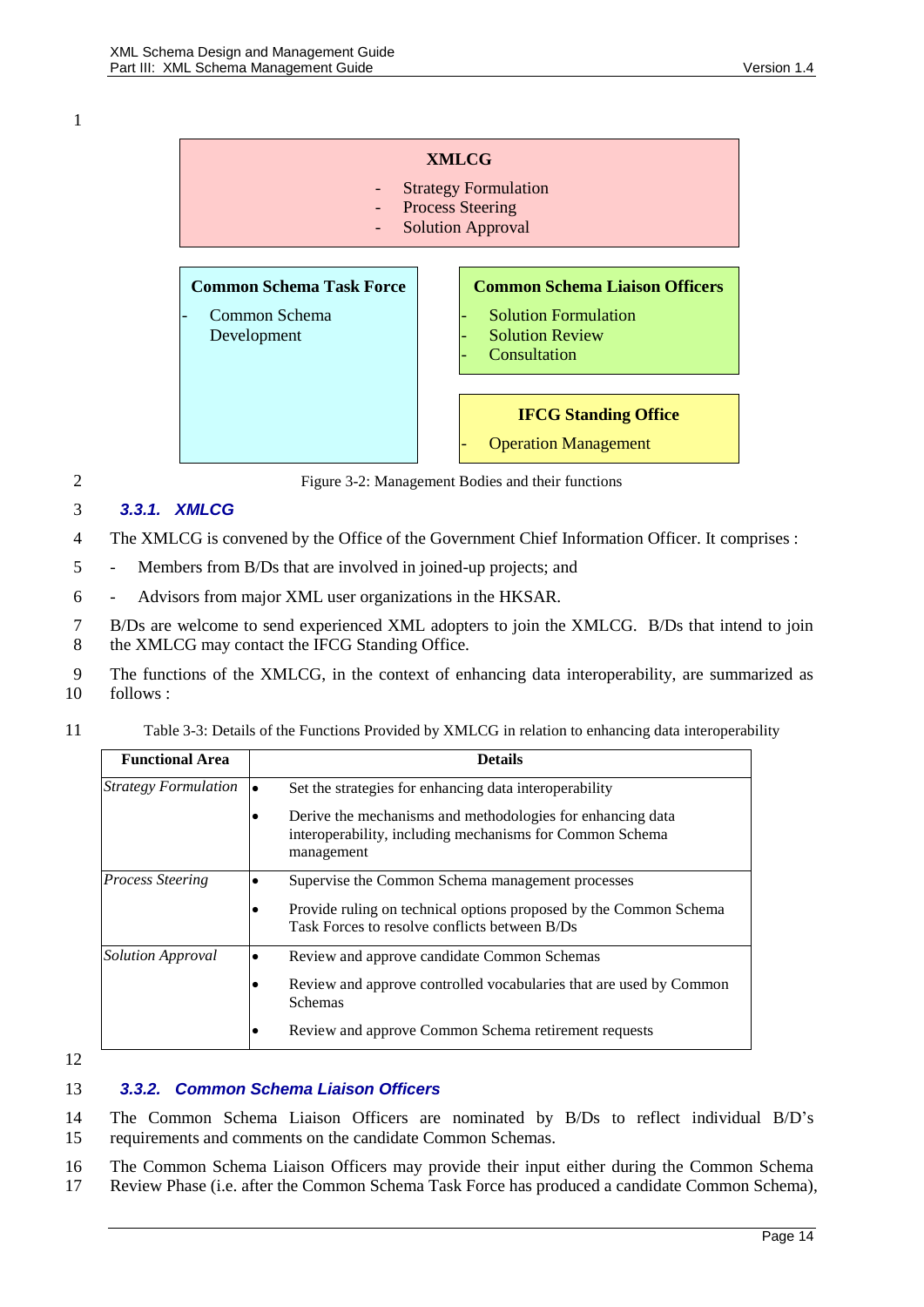**XMLCG**

- Strategy Formulation
- Process Steering
- Solution Approval

**Common Schema Task Force**

- Common Schema Development

**Common Schema Liaison Officers**

- Solution Formulation
- Solution Review
- Consultation

**IFCG Standing Office**

- Operation Management

Figure 3-2: Management Bodies and their functions

### 3.3.1. XMLCG

The XMLCG is convened by the Office of the Government Chief Information Officer. It comprises :

- Members from B/Ds that are involved in joined-up projects; and
- Advisors from major XML user organizations in the HKSAR.

B/Ds are welcome to send experienced XML adopters to join the XMLCG. B/Ds that intend to join the XMLCG may contact the IFCG Standing Office.

The functions of the XMLCG, in the context of enhancing data interoperability, are summarized as follows :

Table 3-3: Details of the Functions Provided by XMLCG in relation to enhancing data interoperability

| Functional Area | Details |
| --- | --- |
| *Strategy Formulation* | • Set the strategies for enhancing data interoperability<br>• Derive the mechanisms and methodologies for enhancing data interoperability, including mechanisms for Common Schema management |
| *Process Steering* | • Supervise the Common Schema management processes<br>• Provide ruling on technical options proposed by the Common Schema Task Forces to resolve conflicts between B/Ds |
| *Solution Approval* | • Review and approve candidate Common Schemas<br>• Review and approve controlled vocabularies that are used by Common Schemas<br>• Review and approve Common Schema retirement requests |

### 3.3.2. Common Schema Liaison Officers

The Common Schema Liaison Officers are nominated by B/Ds to reflect individual B/D's requirements and comments on the candidate Common Schemas.

The Common Schema Liaison Officers may provide their input either during the Common Schema Review Phase (i.e. after the Common Schema Task Force has produced a candidate Common Schema),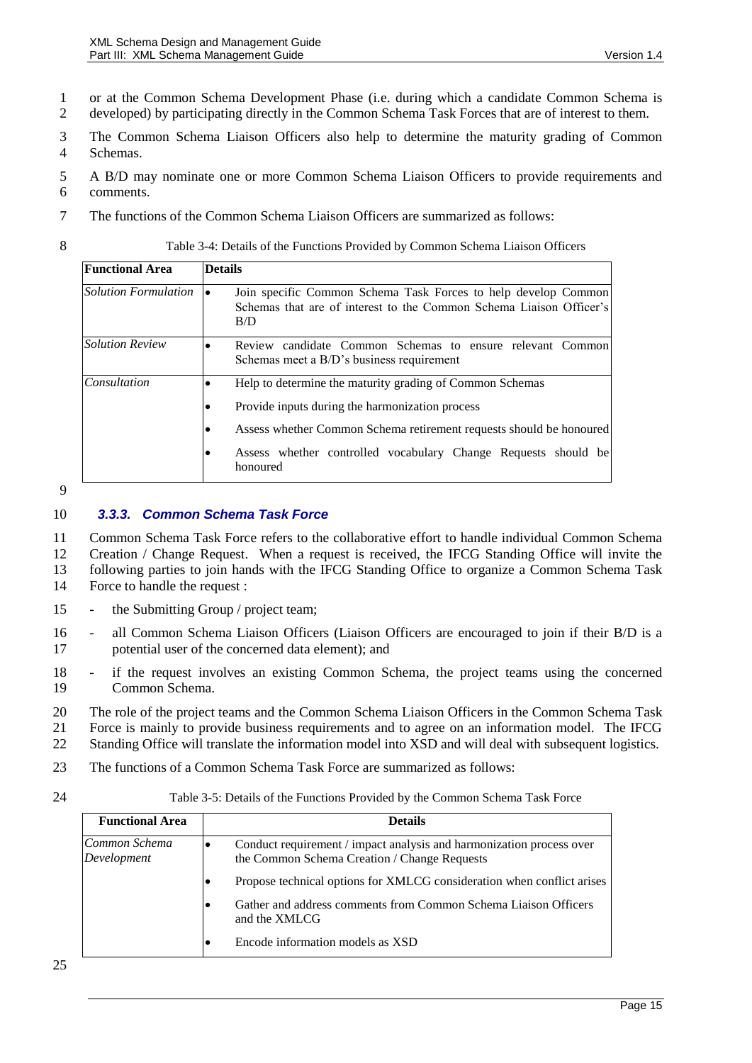or at the Common Schema Development Phase (i.e. during which a candidate Common Schema is developed) by participating directly in the Common Schema Task Forces that are of interest to them.

The Common Schema Liaison Officers also help to determine the maturity grading of Common Schemas.

A B/D may nominate one or more Common Schema Liaison Officers to provide requirements and comments.

The functions of the Common Schema Liaison Officers are summarized as follows:

Table 3-4: Details of the Functions Provided by Common Schema Liaison Officers

| Functional Area | Details |
|---|---|
| *Solution Formulation* | • Join specific Common Schema Task Forces to help develop Common Schemas that are of interest to the Common Schema Liaison Officer's B/D |
| *Solution Review* | • Review candidate Common Schemas to ensure relevant Common Schemas meet a B/D's business requirement |
| *Consultation* | • Help to determine the maturity grading of Common Schemas<br>• Provide inputs during the harmonization process<br>• Assess whether Common Schema retirement requests should be honoured<br>• Assess whether controlled vocabulary Change Requests should be honoured |

### 3.3.3. Common Schema Task Force

Common Schema Task Force refers to the collaborative effort to handle individual Common Schema Creation / Change Request. When a request is received, the IFCG Standing Office will invite the following parties to join hands with the IFCG Standing Office to organize a Common Schema Task Force to handle the request :

- the Submitting Group / project team;
- all Common Schema Liaison Officers (Liaison Officers are encouraged to join if their B/D is a potential user of the concerned data element); and
- if the request involves an existing Common Schema, the project teams using the concerned Common Schema.

The role of the project teams and the Common Schema Liaison Officers in the Common Schema Task Force is mainly to provide business requirements and to agree on an information model. The IFCG Standing Office will translate the information model into XSD and will deal with subsequent logistics.

The functions of a Common Schema Task Force are summarized as follows:

Table 3-5: Details of the Functions Provided by the Common Schema Task Force

| Functional Area | Details |
|---|---|
| *Common Schema Development* | • Conduct requirement / impact analysis and harmonization process over the Common Schema Creation / Change Requests<br>• Propose technical options for XMLCG consideration when conflict arises<br>• Gather and address comments from Common Schema Liaison Officers and the XMLCG<br>• Encode information models as XSD |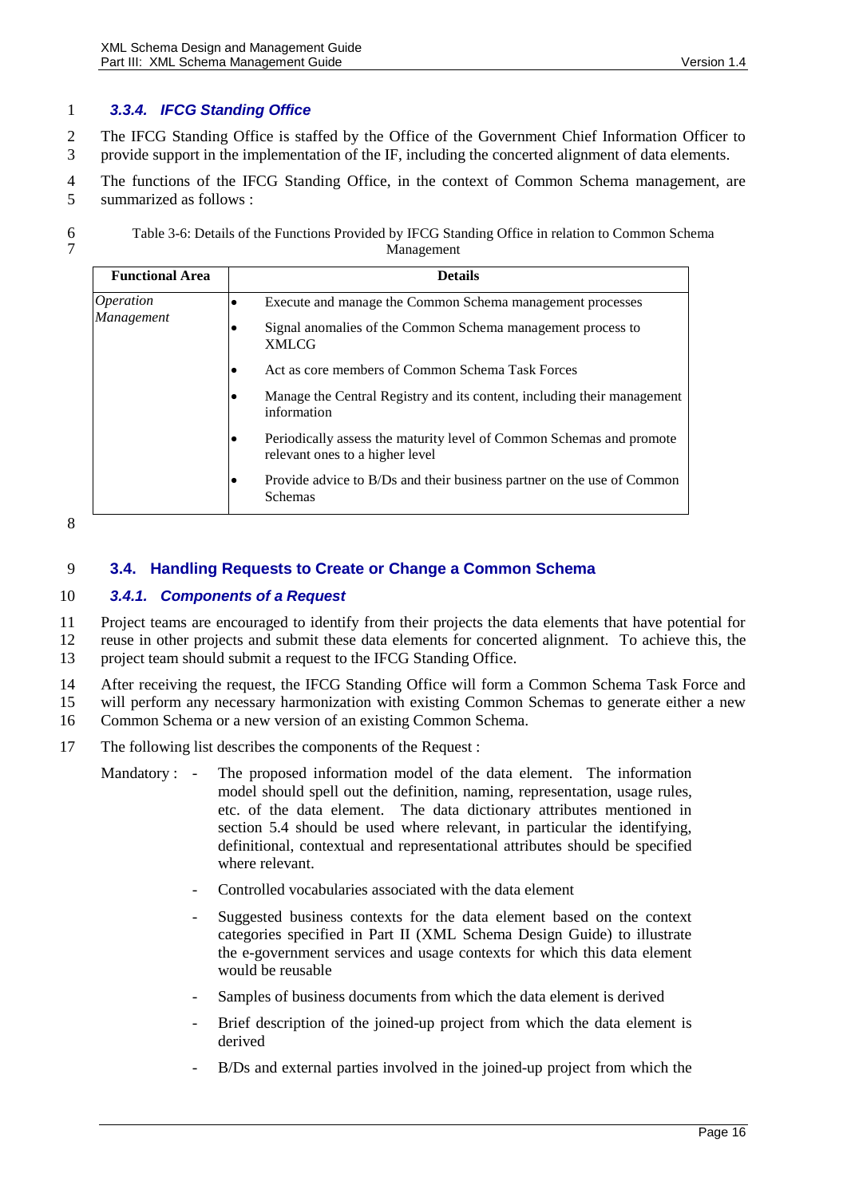### 3.3.4. IFCG Standing Office

The IFCG Standing Office is staffed by the Office of the Government Chief Information Officer to provide support in the implementation of the IF, including the concerted alignment of data elements.

The functions of the IFCG Standing Office, in the context of Common Schema management, are summarized as follows :

Table 3-6: Details of the Functions Provided by IFCG Standing Office in relation to Common Schema Management

| Functional Area | Details |
|---|---|
| *Operation Management* | • Execute and manage the Common Schema management processes<br>• Signal anomalies of the Common Schema management process to XMLCG<br>• Act as core members of Common Schema Task Forces<br>• Manage the Central Registry and its content, including their management information<br>• Periodically assess the maturity level of Common Schemas and promote relevant ones to a higher level<br>• Provide advice to B/Ds and their business partner on the use of Common Schemas |

## 3.4. Handling Requests to Create or Change a Common Schema

### 3.4.1. Components of a Request

Project teams are encouraged to identify from their projects the data elements that have potential for reuse in other projects and submit these data elements for concerted alignment. To achieve this, the project team should submit a request to the IFCG Standing Office.

After receiving the request, the IFCG Standing Office will form a Common Schema Task Force and will perform any necessary harmonization with existing Common Schemas to generate either a new Common Schema or a new version of an existing Common Schema.

The following list describes the components of the Request :

Mandatory :
- The proposed information model of the data element. The information model should spell out the definition, naming, representation, usage rules, etc. of the data element. The data dictionary attributes mentioned in section 5.4 should be used where relevant, in particular the identifying, definitional, contextual and representational attributes should be specified where relevant.
- Controlled vocabularies associated with the data element
- Suggested business contexts for the data element based on the context categories specified in Part II (XML Schema Design Guide) to illustrate the e-government services and usage contexts for which this data element would be reusable
- Samples of business documents from which the data element is derived
- Brief description of the joined-up project from which the data element is derived
- B/Ds and external parties involved in the joined-up project from which the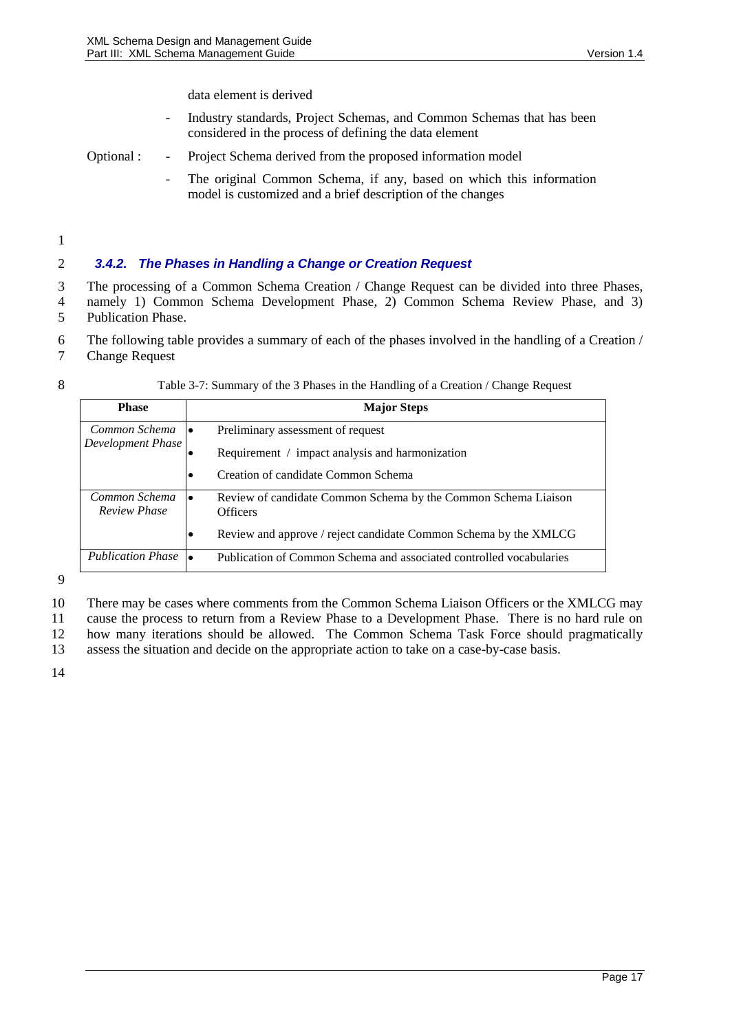data element is derived

- Industry standards, Project Schemas, and Common Schemas that has been considered in the process of defining the data element

Optional :

- Project Schema derived from the proposed information model
- The original Common Schema, if any, based on which this information model is customized and a brief description of the changes

### *3.4.2. The Phases in Handling a Change or Creation Request*

The processing of a Common Schema Creation / Change Request can be divided into three Phases, namely 1) Common Schema Development Phase, 2) Common Schema Review Phase, and 3) Publication Phase.

The following table provides a summary of each of the phases involved in the handling of a Creation / Change Request

Table 3-7: Summary of the 3 Phases in the Handling of a Creation / Change Request

| Phase | Major Steps |
|---|---|
| *Common Schema Development Phase* | • Preliminary assessment of request<br>• Requirement / impact analysis and harmonization<br>• Creation of candidate Common Schema |
| *Common Schema Review Phase* | • Review of candidate Common Schema by the Common Schema Liaison Officers<br>• Review and approve / reject candidate Common Schema by the XMLCG |
| *Publication Phase* | • Publication of Common Schema and associated controlled vocabularies |

There may be cases where comments from the Common Schema Liaison Officers or the XMLCG may cause the process to return from a Review Phase to a Development Phase. There is no hard rule on how many iterations should be allowed. The Common Schema Task Force should pragmatically assess the situation and decide on the appropriate action to take on a case-by-case basis.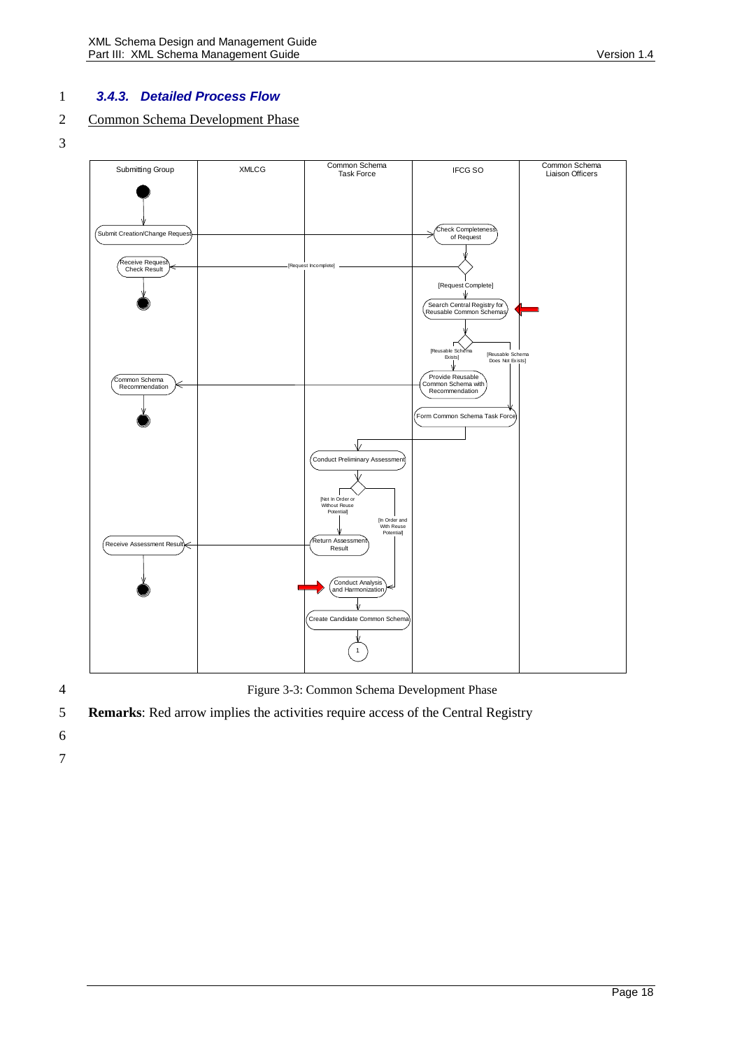### *3.4.3. Detailed Process Flow*

Common Schema Development Phase

Figure 3-3: Common Schema Development Phase

**Remarks**: Red arrow implies the activities require access of the Central Registry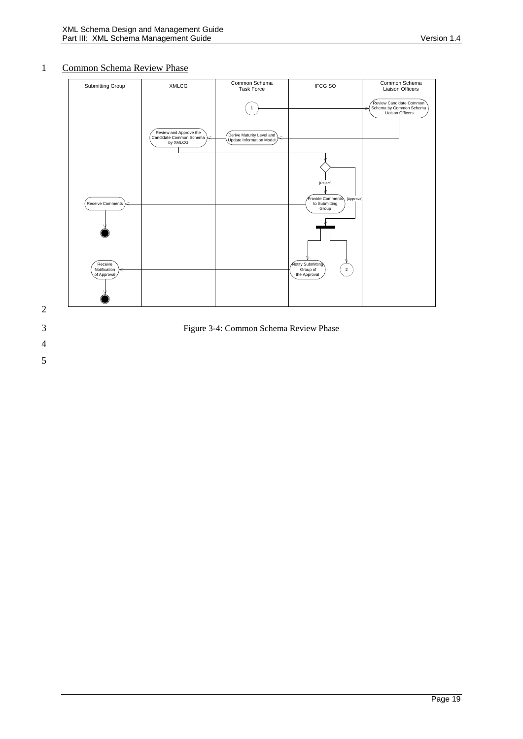## Common Schema Review Phase

Figure 3-4: Common Schema Review Phase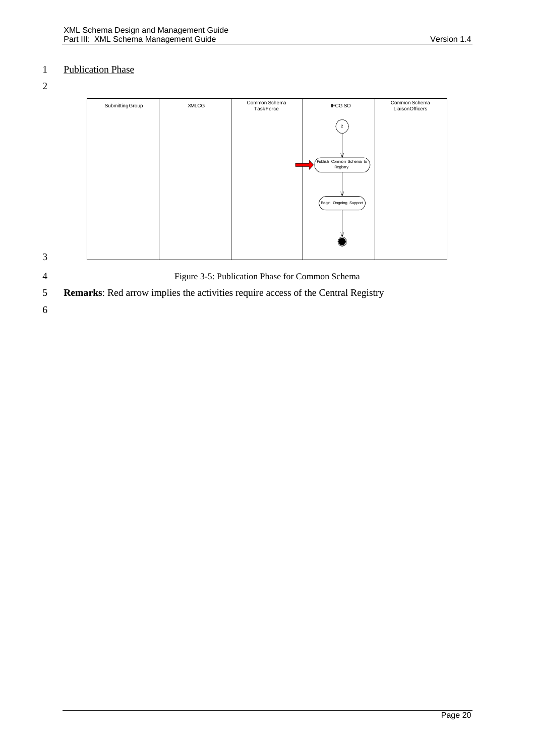## Publication Phase

| Submitting Group | XMLCG | Common Schema TaskForce | IFCG SO | Common Schema LiaisonOfficers |
|---|---|---|---|---|
| | | | 2 → Publish Common Schema to Registry → Begin Ongoing Support → (end) | |

Figure 3-5: Publication Phase for Common Schema

**Remarks**: Red arrow implies the activities require access of the Central Registry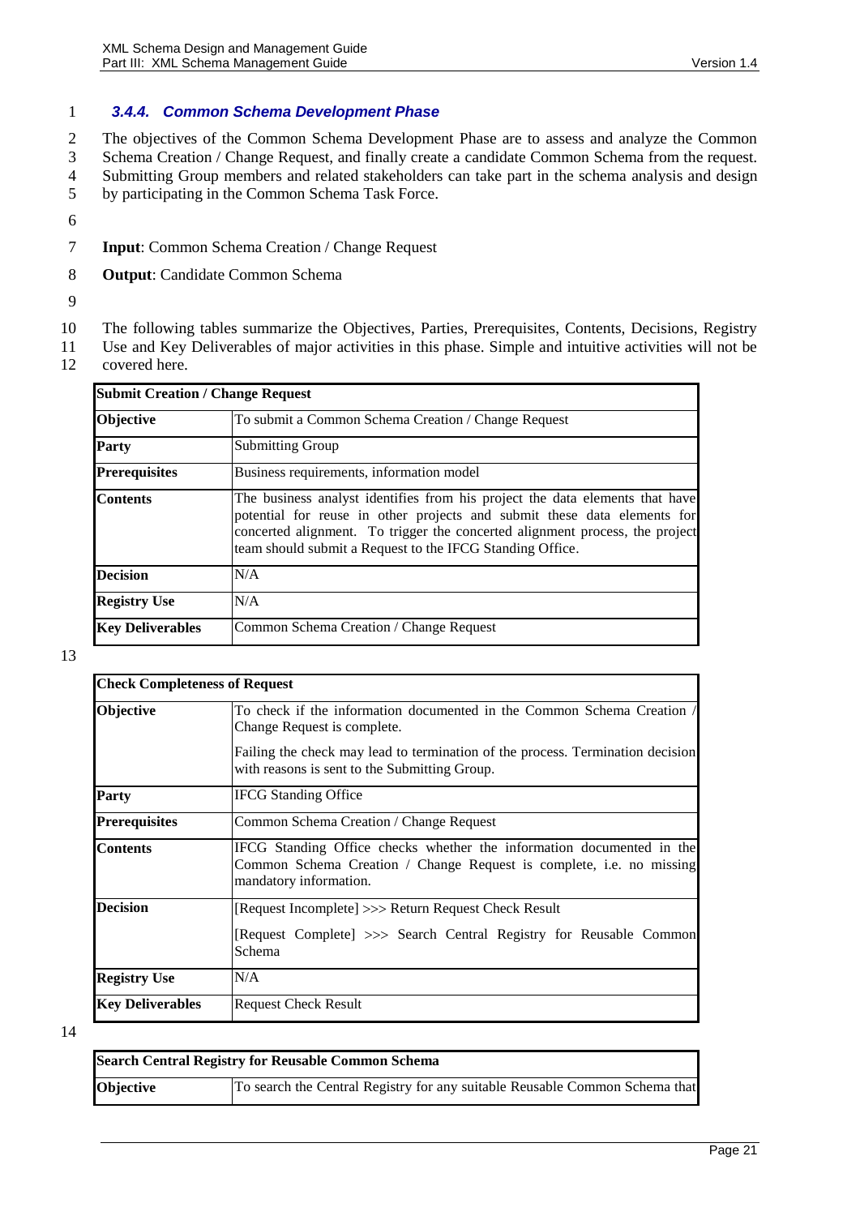### 3.4.4. Common Schema Development Phase

The objectives of the Common Schema Development Phase are to assess and analyze the Common Schema Creation / Change Request, and finally create a candidate Common Schema from the request. Submitting Group members and related stakeholders can take part in the schema analysis and design by participating in the Common Schema Task Force.

**Input**: Common Schema Creation / Change Request

**Output**: Candidate Common Schema

The following tables summarize the Objectives, Parties, Prerequisites, Contents, Decisions, Registry Use and Key Deliverables of major activities in this phase. Simple and intuitive activities will not be covered here.

| **Submit Creation / Change Request** | |
|---|---|
| **Objective** | To submit a Common Schema Creation / Change Request |
| **Party** | Submitting Group |
| **Prerequisites** | Business requirements, information model |
| **Contents** | The business analyst identifies from his project the data elements that have potential for reuse in other projects and submit these data elements for concerted alignment. To trigger the concerted alignment process, the project team should submit a Request to the IFCG Standing Office. |
| **Decision** | N/A |
| **Registry Use** | N/A |
| **Key Deliverables** | Common Schema Creation / Change Request |

| **Check Completeness of Request** | |
|---|---|
| **Objective** | To check if the information documented in the Common Schema Creation / Change Request is complete.<br><br>Failing the check may lead to termination of the process. Termination decision with reasons is sent to the Submitting Group. |
| **Party** | IFCG Standing Office |
| **Prerequisites** | Common Schema Creation / Change Request |
| **Contents** | IFCG Standing Office checks whether the information documented in the Common Schema Creation / Change Request is complete, i.e. no missing mandatory information. |
| **Decision** | [Request Incomplete] >>> Return Request Check Result<br><br>[Request Complete] >>> Search Central Registry for Reusable Common Schema |
| **Registry Use** | N/A |
| **Key Deliverables** | Request Check Result |

| **Search Central Registry for Reusable Common Schema** | |
|---|---|
| **Objective** | To search the Central Registry for any suitable Reusable Common Schema that |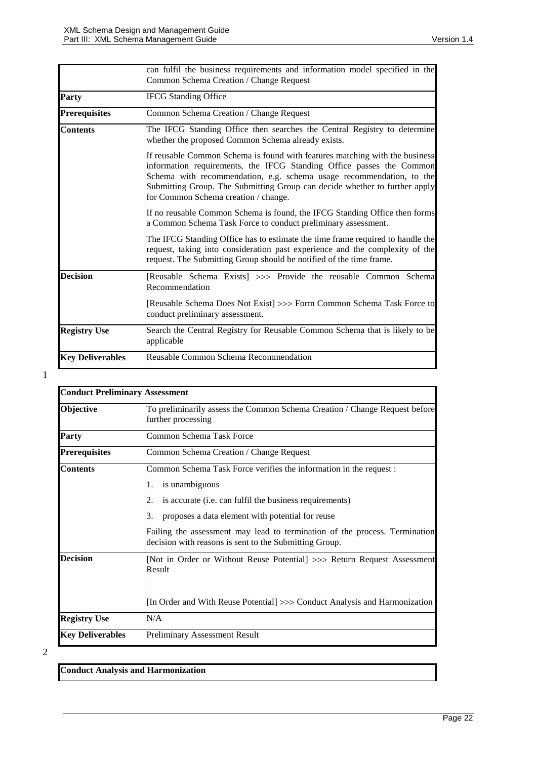| | |
|---|---|
| | can fulfil the business requirements and information model specified in the Common Schema Creation / Change Request |
| **Party** | IFCG Standing Office |
| **Prerequisites** | Common Schema Creation / Change Request |
| **Contents** | The IFCG Standing Office then searches the Central Registry to determine whether the proposed Common Schema already exists.<br><br>If reusable Common Schema is found with features matching with the business information requirements, the IFCG Standing Office passes the Common Schema with recommendation, e.g. schema usage recommendation, to the Submitting Group. The Submitting Group can decide whether to further apply for Common Schema creation / change.<br><br>If no reusable Common Schema is found, the IFCG Standing Office then forms a Common Schema Task Force to conduct preliminary assessment.<br><br>The IFCG Standing Office has to estimate the time frame required to handle the request, taking into consideration past experience and the complexity of the request. The Submitting Group should be notified of the time frame. |
| **Decision** | [Reusable Schema Exists] >>> Provide the reusable Common Schema Recommendation<br><br>[Reusable Schema Does Not Exist] >>> Form Common Schema Task Force to conduct preliminary assessment. |
| **Registry Use** | Search the Central Registry for Reusable Common Schema that is likely to be applicable |
| **Key Deliverables** | Reusable Common Schema Recommendation |

1

| **Conduct Preliminary Assessment** | |
|---|---|
| **Objective** | To preliminarily assess the Common Schema Creation / Change Request before further processing |
| **Party** | Common Schema Task Force |
| **Prerequisites** | Common Schema Creation / Change Request |
| **Contents** | Common Schema Task Force verifies the information in the request :<br>1. is unambiguous<br>2. is accurate (i.e. can fulfil the business requirements)<br>3. proposes a data element with potential for reuse<br><br>Failing the assessment may lead to termination of the process. Termination decision with reasons is sent to the Submitting Group. |
| **Decision** | [Not in Order or Without Reuse Potential] >>> Return Request Assessment Result<br><br>[In Order and With Reuse Potential] >>> Conduct Analysis and Harmonization |
| **Registry Use** | N/A |
| **Key Deliverables** | Preliminary Assessment Result |

2

| **Conduct Analysis and Harmonization** |
|---|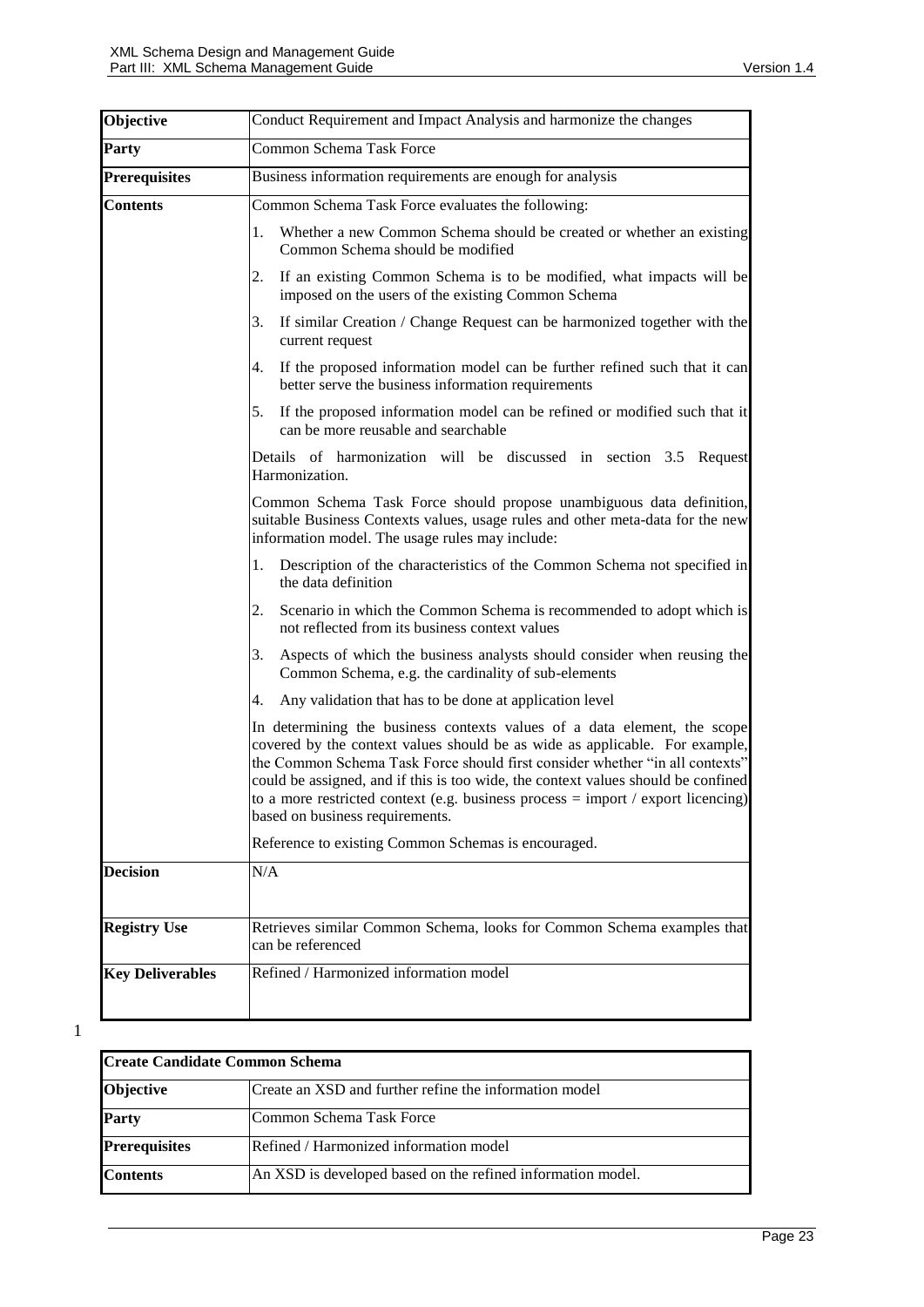| | |
|---|---|
| **Objective** | Conduct Requirement and Impact Analysis and harmonize the changes |
| **Party** | Common Schema Task Force |
| **Prerequisites** | Business information requirements are enough for analysis |
| **Contents** | Common Schema Task Force evaluates the following:<br>1. Whether a new Common Schema should be created or whether an existing Common Schema should be modified<br>2. If an existing Common Schema is to be modified, what impacts will be imposed on the users of the existing Common Schema<br>3. If similar Creation / Change Request can be harmonized together with the current request<br>4. If the proposed information model can be further refined such that it can better serve the business information requirements<br>5. If the proposed information model can be refined or modified such that it can be more reusable and searchable<br><br>Details of harmonization will be discussed in section 3.5 Request Harmonization.<br><br>Common Schema Task Force should propose unambiguous data definition, suitable Business Contexts values, usage rules and other meta-data for the new information model. The usage rules may include:<br>1. Description of the characteristics of the Common Schema not specified in the data definition<br>2. Scenario in which the Common Schema is recommended to adopt which is not reflected from its business context values<br>3. Aspects of which the business analysts should consider when reusing the Common Schema, e.g. the cardinality of sub-elements<br>4. Any validation that has to be done at application level<br><br>In determining the business contexts values of a data element, the scope covered by the context values should be as wide as applicable. For example, the Common Schema Task Force should first consider whether "in all contexts" could be assigned, and if this is too wide, the context values should be confined to a more restricted context (e.g. business process = import / export licencing) based on business requirements.<br><br>Reference to existing Common Schemas is encouraged. |
| **Decision** | N/A |
| **Registry Use** | Retrieves similar Common Schema, looks for Common Schema examples that can be referenced |
| **Key Deliverables** | Refined / Harmonized information model |

1

| **Create Candidate Common Schema** | |
|---|---|
| **Objective** | Create an XSD and further refine the information model |
| **Party** | Common Schema Task Force |
| **Prerequisites** | Refined / Harmonized information model |
| **Contents** | An XSD is developed based on the refined information model. |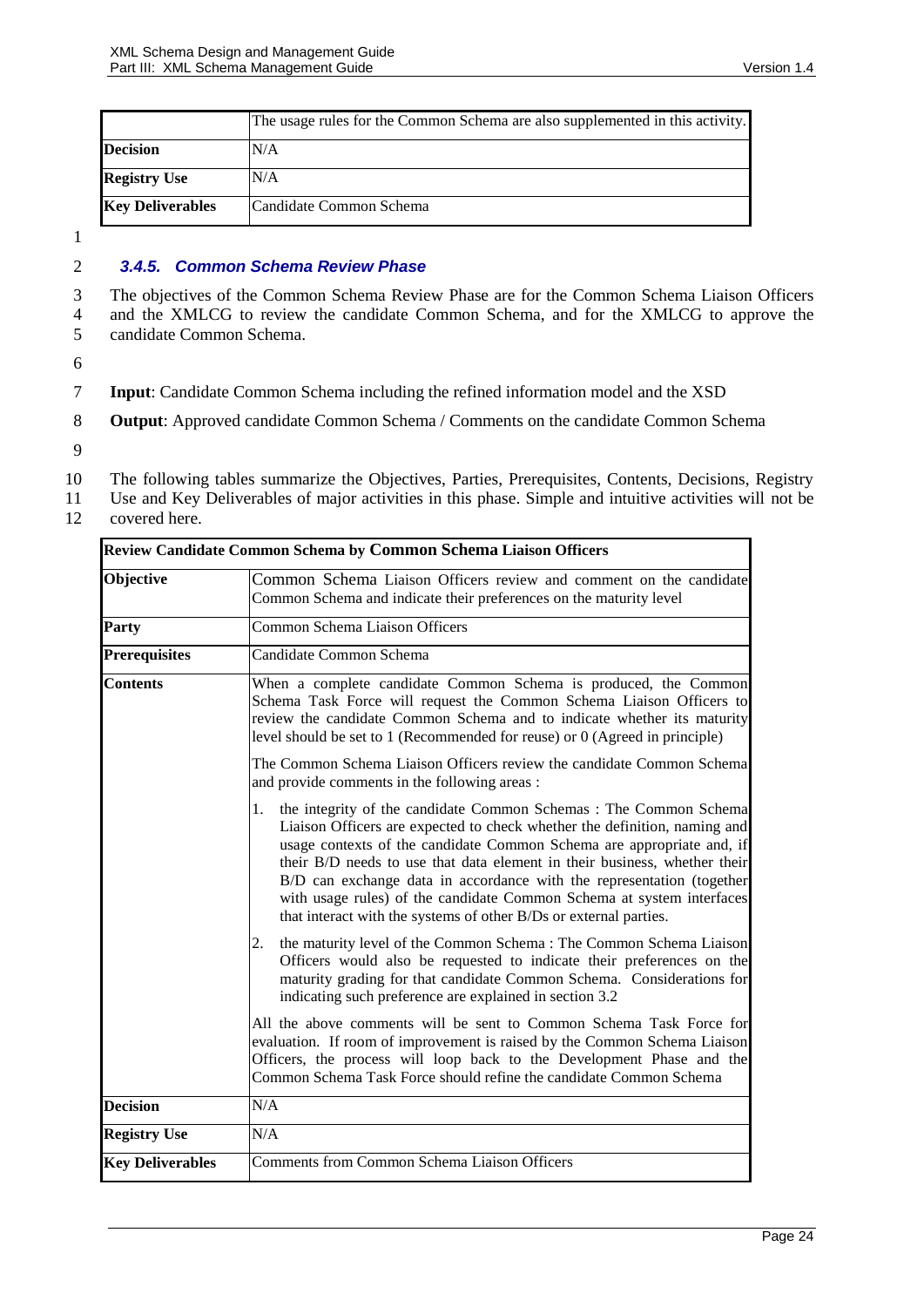| | The usage rules for the Common Schema are also supplemented in this activity. |
|---|---|
| **Decision** | N/A |
| **Registry Use** | N/A |
| **Key Deliverables** | Candidate Common Schema |

### *3.4.5. Common Schema Review Phase*

The objectives of the Common Schema Review Phase are for the Common Schema Liaison Officers and the XMLCG to review the candidate Common Schema, and for the XMLCG to approve the candidate Common Schema.

**Input**: Candidate Common Schema including the refined information model and the XSD

**Output**: Approved candidate Common Schema / Comments on the candidate Common Schema

The following tables summarize the Objectives, Parties, Prerequisites, Contents, Decisions, Registry Use and Key Deliverables of major activities in this phase. Simple and intuitive activities will not be covered here.

| **Review Candidate Common Schema by Common Schema Liaison Officers** | |
|---|---|
| **Objective** | Common Schema Liaison Officers review and comment on the candidate Common Schema and indicate their preferences on the maturity level |
| **Party** | Common Schema Liaison Officers |
| **Prerequisites** | Candidate Common Schema |
| **Contents** | When a complete candidate Common Schema is produced, the Common Schema Task Force will request the Common Schema Liaison Officers to review the candidate Common Schema and to indicate whether its maturity level should be set to 1 (Recommended for reuse) or 0 (Agreed in principle)<br><br>The Common Schema Liaison Officers review the candidate Common Schema and provide comments in the following areas :<br><br>1. the integrity of the candidate Common Schemas : The Common Schema Liaison Officers are expected to check whether the definition, naming and usage contexts of the candidate Common Schema are appropriate and, if their B/D needs to use that data element in their business, whether their B/D can exchange data in accordance with the representation (together with usage rules) of the candidate Common Schema at system interfaces that interact with the systems of other B/Ds or external parties.<br><br>2. the maturity level of the Common Schema : The Common Schema Liaison Officers would also be requested to indicate their preferences on the maturity grading for that candidate Common Schema. Considerations for indicating such preference are explained in section 3.2<br><br>All the above comments will be sent to Common Schema Task Force for evaluation. If room of improvement is raised by the Common Schema Liaison Officers, the process will loop back to the Development Phase and the Common Schema Task Force should refine the candidate Common Schema |
| **Decision** | N/A |
| **Registry Use** | N/A |
| **Key Deliverables** | Comments from Common Schema Liaison Officers |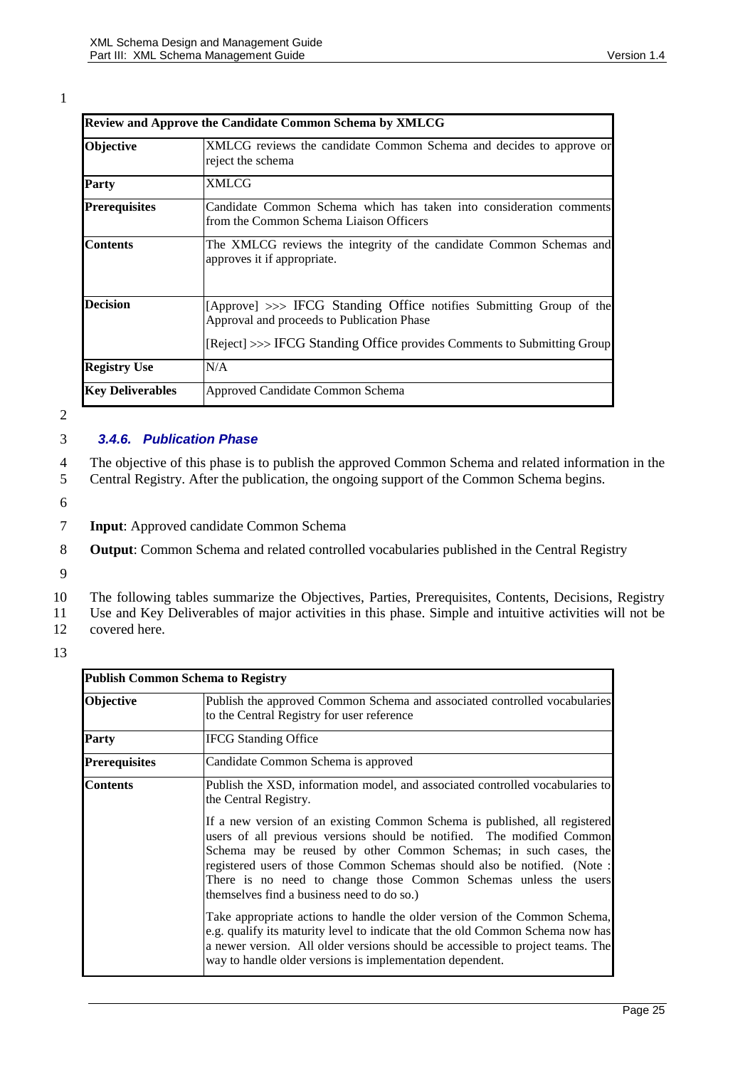| Review and Approve the Candidate Common Schema by XMLCG | |
|---|---|
| **Objective** | XMLCG reviews the candidate Common Schema and decides to approve or reject the schema |
| **Party** | XMLCG |
| **Prerequisites** | Candidate Common Schema which has taken into consideration comments from the Common Schema Liaison Officers |
| **Contents** | The XMLCG reviews the integrity of the candidate Common Schemas and approves it if appropriate. |
| **Decision** | [Approve] >>> IFCG Standing Office notifies Submitting Group of the Approval and proceeds to Publication Phase<br><br>[Reject] >>> IFCG Standing Office provides Comments to Submitting Group |
| **Registry Use** | N/A |
| **Key Deliverables** | Approved Candidate Common Schema |

### 3.4.6. Publication Phase

The objective of this phase is to publish the approved Common Schema and related information in the Central Registry. After the publication, the ongoing support of the Common Schema begins.

**Input**: Approved candidate Common Schema

**Output**: Common Schema and related controlled vocabularies published in the Central Registry

The following tables summarize the Objectives, Parties, Prerequisites, Contents, Decisions, Registry Use and Key Deliverables of major activities in this phase. Simple and intuitive activities will not be covered here.

| Publish Common Schema to Registry | |
|---|---|
| **Objective** | Publish the approved Common Schema and associated controlled vocabularies to the Central Registry for user reference |
| **Party** | IFCG Standing Office |
| **Prerequisites** | Candidate Common Schema is approved |
| **Contents** | Publish the XSD, information model, and associated controlled vocabularies to the Central Registry.<br><br>If a new version of an existing Common Schema is published, all registered users of all previous versions should be notified. The modified Common Schema may be reused by other Common Schemas; in such cases, the registered users of those Common Schemas should also be notified. (Note : There is no need to change those Common Schemas unless the users themselves find a business need to do so.)<br><br>Take appropriate actions to handle the older version of the Common Schema, e.g. qualify its maturity level to indicate that the old Common Schema now has a newer version. All older versions should be accessible to project teams. The way to handle older versions is implementation dependent. |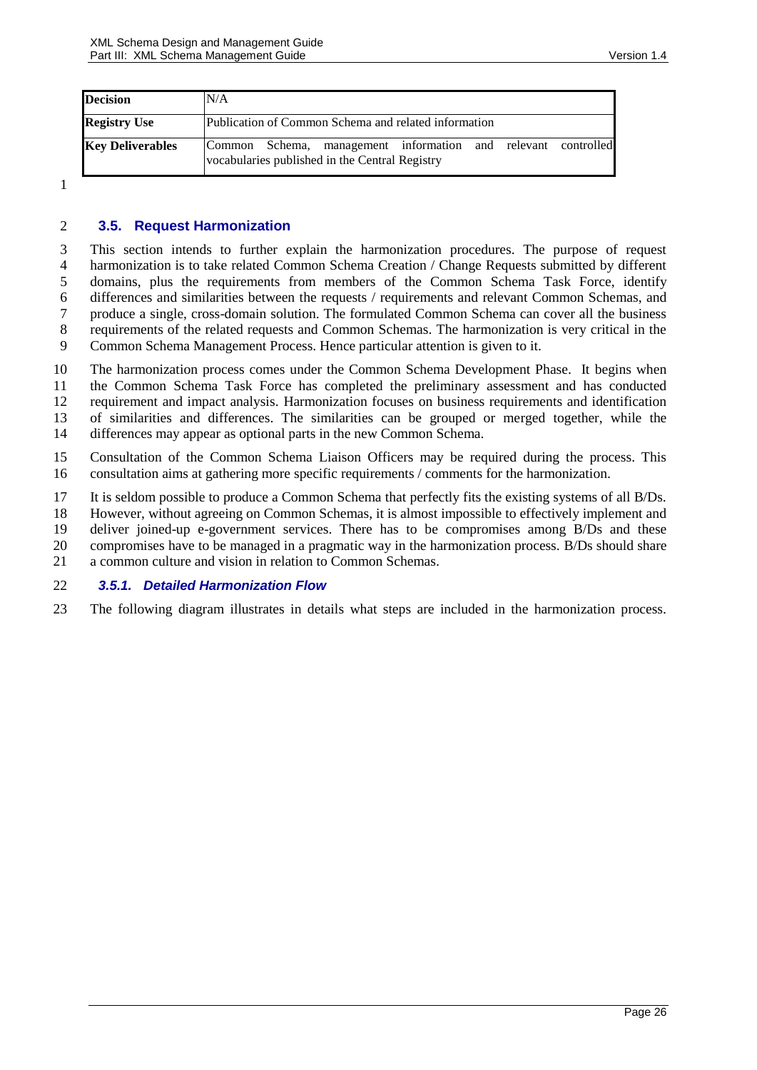| | |
|---|---|
| **Decision** | N/A |
| **Registry Use** | Publication of Common Schema and related information |
| **Key Deliverables** | Common Schema, management information and relevant controlled vocabularies published in the Central Registry |

## 3.5. Request Harmonization

This section intends to further explain the harmonization procedures. The purpose of request harmonization is to take related Common Schema Creation / Change Requests submitted by different domains, plus the requirements from members of the Common Schema Task Force, identify differences and similarities between the requests / requirements and relevant Common Schemas, and produce a single, cross-domain solution. The formulated Common Schema can cover all the business requirements of the related requests and Common Schemas. The harmonization is very critical in the Common Schema Management Process. Hence particular attention is given to it.

The harmonization process comes under the Common Schema Development Phase. It begins when the Common Schema Task Force has completed the preliminary assessment and has conducted requirement and impact analysis. Harmonization focuses on business requirements and identification of similarities and differences. The similarities can be grouped or merged together, while the differences may appear as optional parts in the new Common Schema.

Consultation of the Common Schema Liaison Officers may be required during the process. This consultation aims at gathering more specific requirements / comments for the harmonization.

It is seldom possible to produce a Common Schema that perfectly fits the existing systems of all B/Ds. However, without agreeing on Common Schemas, it is almost impossible to effectively implement and deliver joined-up e-government services. There has to be compromises among B/Ds and these compromises have to be managed in a pragmatic way in the harmonization process. B/Ds should share a common culture and vision in relation to Common Schemas.

### *3.5.1. Detailed Harmonization Flow*

The following diagram illustrates in details what steps are included in the harmonization process.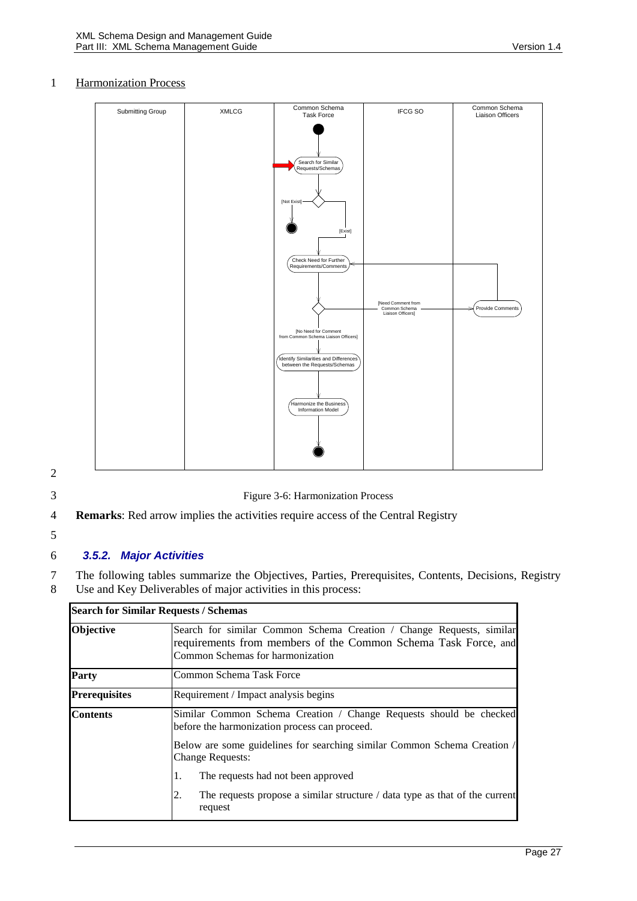# Harmonization Process

Submitting Group | XMLCG | Common Schema Task Force | IFCG SO | Common Schema Liaison Officers

Search for Similar Requests/Schemas

[Not Exist]

[Exist]

Check Need for Further Requirements/Comments

[Need Comment from Common Schema Liaison Officers]

Provide Comments

[No Need for Comment from Common Schema Liaison Officers]

Identify Similarities and Differences between the Requests/Schemas

Harmonize the Business Information Model

Figure 3-6: Harmonization Process

**Remarks**: Red arrow implies the activities require access of the Central Registry

### *3.5.2. Major Activities*

The following tables summarize the Objectives, Parties, Prerequisites, Contents, Decisions, Registry Use and Key Deliverables of major activities in this process:

| **Search for Similar Requests / Schemas** | |
|---|---|
| **Objective** | Search for similar Common Schema Creation / Change Requests, similar requirements from members of the Common Schema Task Force, and Common Schemas for harmonization |
| **Party** | Common Schema Task Force |
| **Prerequisites** | Requirement / Impact analysis begins |
| **Contents** | Similar Common Schema Creation / Change Requests should be checked before the harmonization process can proceed.<br><br>Below are some guidelines for searching similar Common Schema Creation / Change Requests:<br><br>1. The requests had not been approved<br><br>2. The requests propose a similar structure / data type as that of the current request |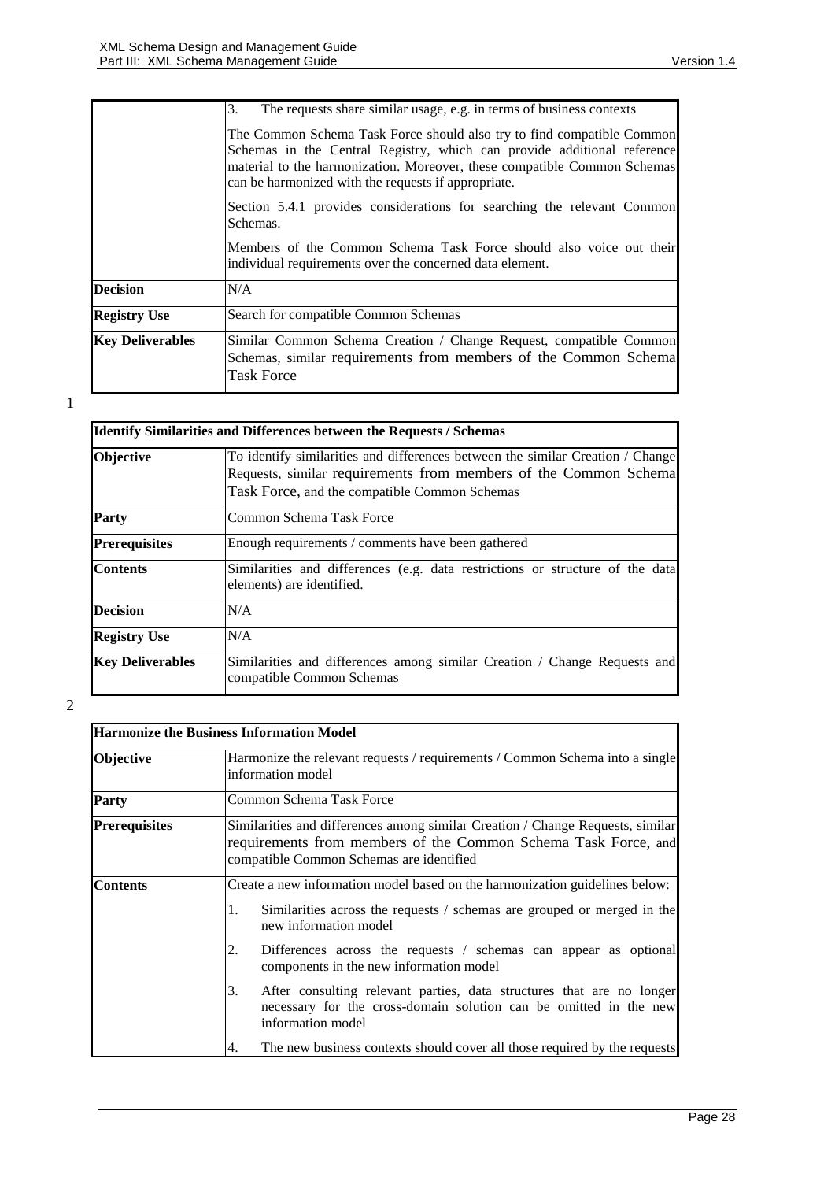| | |
|---|---|
| | 3. The requests share similar usage, e.g. in terms of business contexts<br><br>The Common Schema Task Force should also try to find compatible Common Schemas in the Central Registry, which can provide additional reference material to the harmonization. Moreover, these compatible Common Schemas can be harmonized with the requests if appropriate.<br><br>Section 5.4.1 provides considerations for searching the relevant Common Schemas.<br><br>Members of the Common Schema Task Force should also voice out their individual requirements over the concerned data element. |
| **Decision** | N/A |
| **Registry Use** | Search for compatible Common Schemas |
| **Key Deliverables** | Similar Common Schema Creation / Change Request, compatible Common Schemas, similar requirements from members of the Common Schema Task Force |

1

| **Identify Similarities and Differences between the Requests / Schemas** | |
|---|---|
| **Objective** | To identify similarities and differences between the similar Creation / Change Requests, similar requirements from members of the Common Schema Task Force, and the compatible Common Schemas |
| **Party** | Common Schema Task Force |
| **Prerequisites** | Enough requirements / comments have been gathered |
| **Contents** | Similarities and differences (e.g. data restrictions or structure of the data elements) are identified. |
| **Decision** | N/A |
| **Registry Use** | N/A |
| **Key Deliverables** | Similarities and differences among similar Creation / Change Requests and compatible Common Schemas |

2

| **Harmonize the Business Information Model** | |
|---|---|
| **Objective** | Harmonize the relevant requests / requirements / Common Schema into a single information model |
| **Party** | Common Schema Task Force |
| **Prerequisites** | Similarities and differences among similar Creation / Change Requests, similar requirements from members of the Common Schema Task Force, and compatible Common Schemas are identified |
| **Contents** | Create a new information model based on the harmonization guidelines below:<br><br>1. Similarities across the requests / schemas are grouped or merged in the new information model<br><br>2. Differences across the requests / schemas can appear as optional components in the new information model<br><br>3. After consulting relevant parties, data structures that are no longer necessary for the cross-domain solution can be omitted in the new information model<br><br>4. The new business contexts should cover all those required by the requests |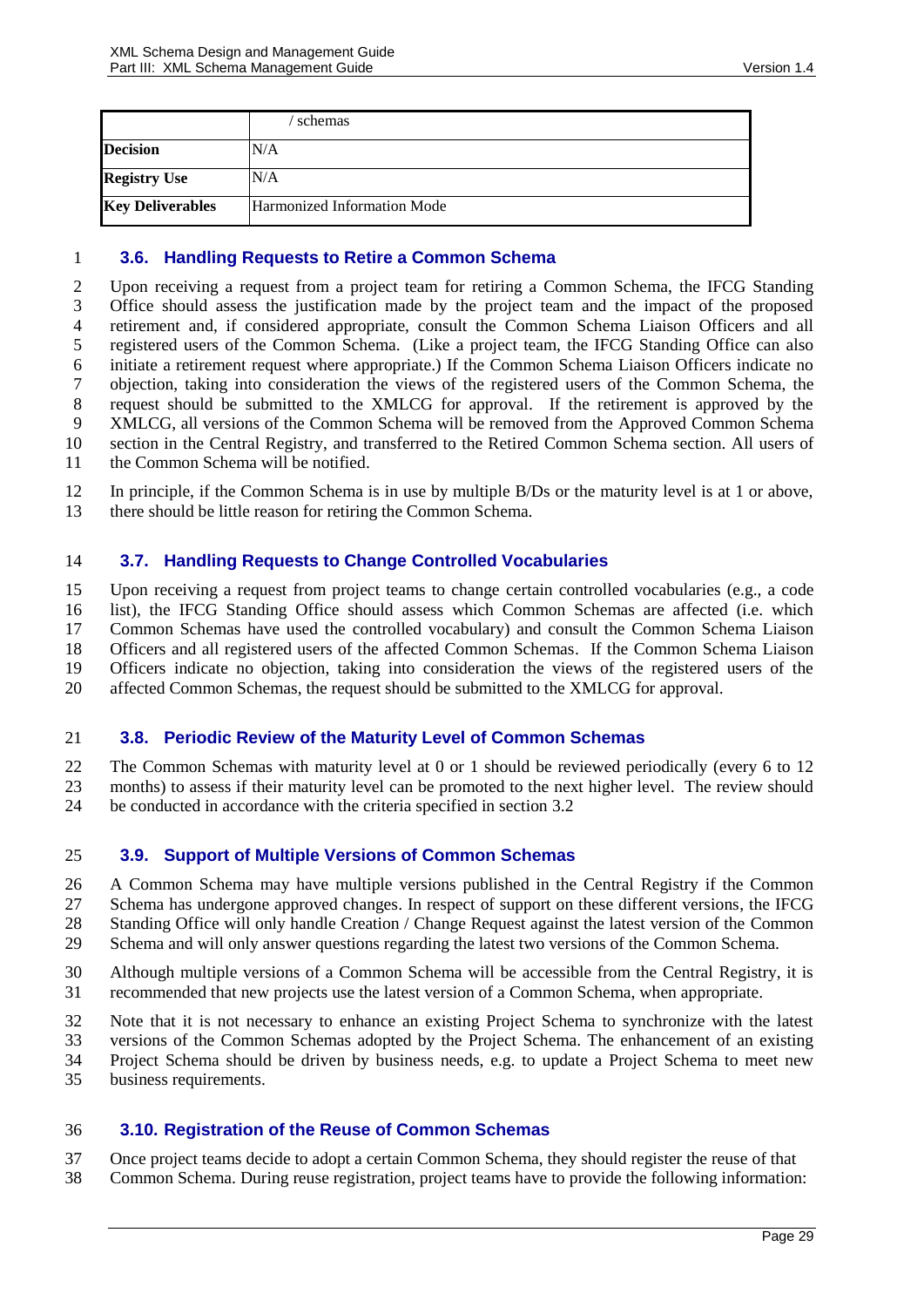|  | / schemas |
| --- | --- |
| **Decision** | N/A |
| **Registry Use** | N/A |
| **Key Deliverables** | Harmonized Information Mode |

### 3.6. Handling Requests to Retire a Common Schema

Upon receiving a request from a project team for retiring a Common Schema, the IFCG Standing Office should assess the justification made by the project team and the impact of the proposed retirement and, if considered appropriate, consult the Common Schema Liaison Officers and all registered users of the Common Schema. (Like a project team, the IFCG Standing Office can also initiate a retirement request where appropriate.) If the Common Schema Liaison Officers indicate no objection, taking into consideration the views of the registered users of the Common Schema, the request should be submitted to the XMLCG for approval. If the retirement is approved by the XMLCG, all versions of the Common Schema will be removed from the Approved Common Schema section in the Central Registry, and transferred to the Retired Common Schema section. All users of the Common Schema will be notified.

In principle, if the Common Schema is in use by multiple B/Ds or the maturity level is at 1 or above, there should be little reason for retiring the Common Schema.

### 3.7. Handling Requests to Change Controlled Vocabularies

Upon receiving a request from project teams to change certain controlled vocabularies (e.g., a code list), the IFCG Standing Office should assess which Common Schemas are affected (i.e. which Common Schemas have used the controlled vocabulary) and consult the Common Schema Liaison Officers and all registered users of the affected Common Schemas. If the Common Schema Liaison Officers indicate no objection, taking into consideration the views of the registered users of the affected Common Schemas, the request should be submitted to the XMLCG for approval.

### 3.8. Periodic Review of the Maturity Level of Common Schemas

The Common Schemas with maturity level at 0 or 1 should be reviewed periodically (every 6 to 12 months) to assess if their maturity level can be promoted to the next higher level. The review should be conducted in accordance with the criteria specified in section 3.2

### 3.9. Support of Multiple Versions of Common Schemas

A Common Schema may have multiple versions published in the Central Registry if the Common Schema has undergone approved changes. In respect of support on these different versions, the IFCG Standing Office will only handle Creation / Change Request against the latest version of the Common Schema and will only answer questions regarding the latest two versions of the Common Schema.

Although multiple versions of a Common Schema will be accessible from the Central Registry, it is recommended that new projects use the latest version of a Common Schema, when appropriate.

Note that it is not necessary to enhance an existing Project Schema to synchronize with the latest versions of the Common Schemas adopted by the Project Schema. The enhancement of an existing Project Schema should be driven by business needs, e.g. to update a Project Schema to meet new business requirements.

### 3.10. Registration of the Reuse of Common Schemas

Once project teams decide to adopt a certain Common Schema, they should register the reuse of that Common Schema. During reuse registration, project teams have to provide the following information: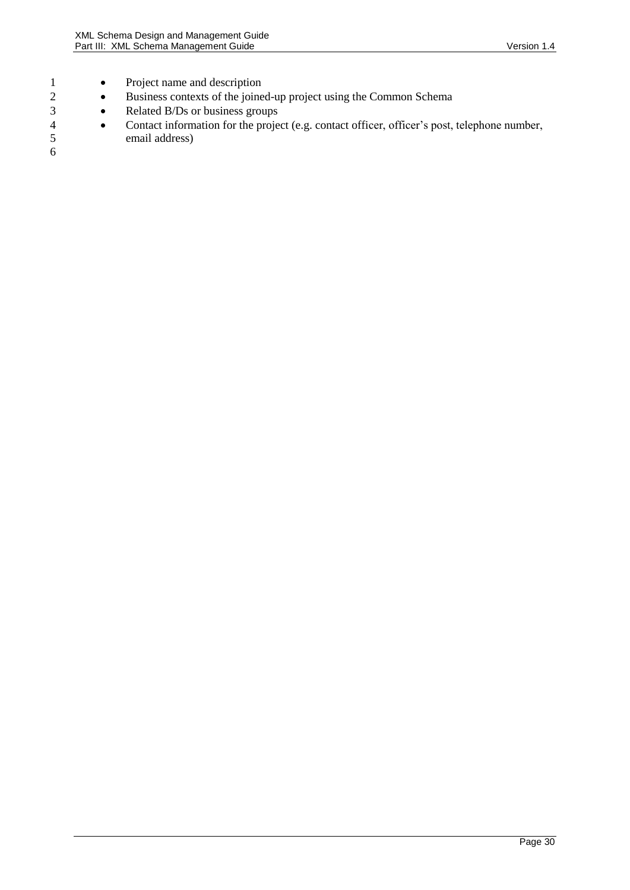- Project name and description
- Business contexts of the joined-up project using the Common Schema
- Related B/Ds or business groups
- Contact information for the project (e.g. contact officer, officer's post, telephone number, email address)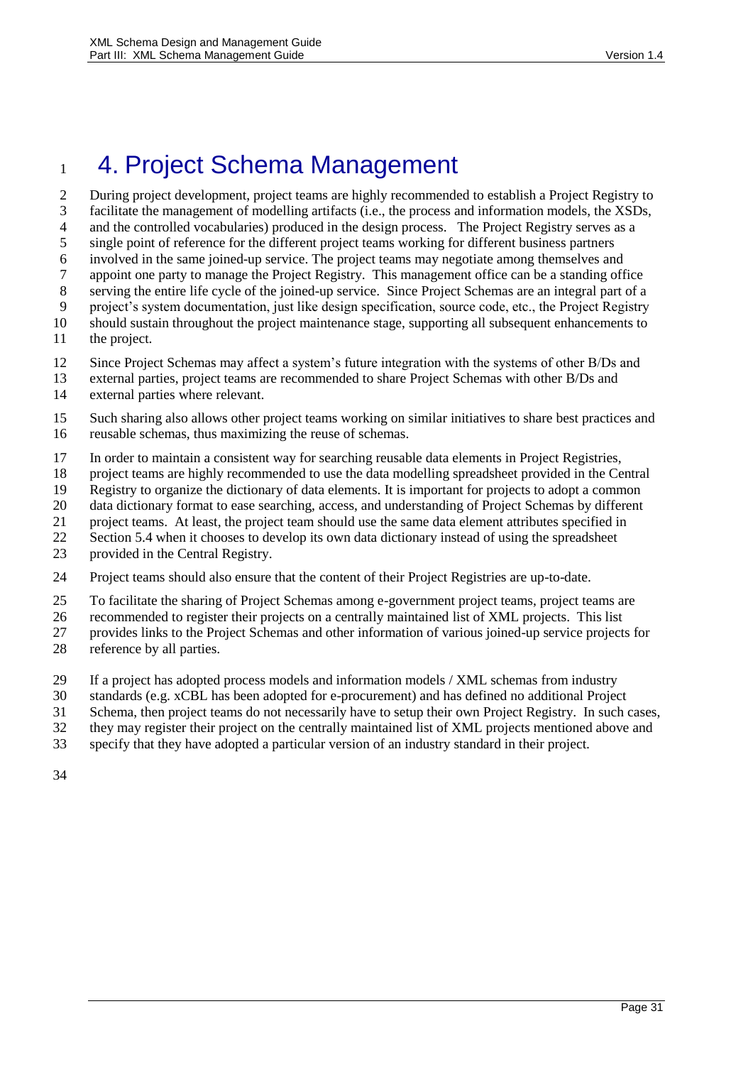# 4. Project Schema Management

During project development, project teams are highly recommended to establish a Project Registry to facilitate the management of modelling artifacts (i.e., the process and information models, the XSDs, and the controlled vocabularies) produced in the design process. The Project Registry serves as a single point of reference for the different project teams working for different business partners involved in the same joined-up service. The project teams may negotiate among themselves and appoint one party to manage the Project Registry. This management office can be a standing office serving the entire life cycle of the joined-up service. Since Project Schemas are an integral part of a project's system documentation, just like design specification, source code, etc., the Project Registry should sustain throughout the project maintenance stage, supporting all subsequent enhancements to the project.

Since Project Schemas may affect a system's future integration with the systems of other B/Ds and external parties, project teams are recommended to share Project Schemas with other B/Ds and external parties where relevant.

Such sharing also allows other project teams working on similar initiatives to share best practices and reusable schemas, thus maximizing the reuse of schemas.

In order to maintain a consistent way for searching reusable data elements in Project Registries, project teams are highly recommended to use the data modelling spreadsheet provided in the Central Registry to organize the dictionary of data elements. It is important for projects to adopt a common data dictionary format to ease searching, access, and understanding of Project Schemas by different project teams. At least, the project team should use the same data element attributes specified in Section 5.4 when it chooses to develop its own data dictionary instead of using the spreadsheet provided in the Central Registry.

Project teams should also ensure that the content of their Project Registries are up-to-date.

To facilitate the sharing of Project Schemas among e-government project teams, project teams are recommended to register their projects on a centrally maintained list of XML projects. This list provides links to the Project Schemas and other information of various joined-up service projects for reference by all parties.

If a project has adopted process models and information models / XML schemas from industry standards (e.g. xCBL has been adopted for e-procurement) and has defined no additional Project Schema, then project teams do not necessarily have to setup their own Project Registry. In such cases, they may register their project on the centrally maintained list of XML projects mentioned above and specify that they have adopted a particular version of an industry standard in their project.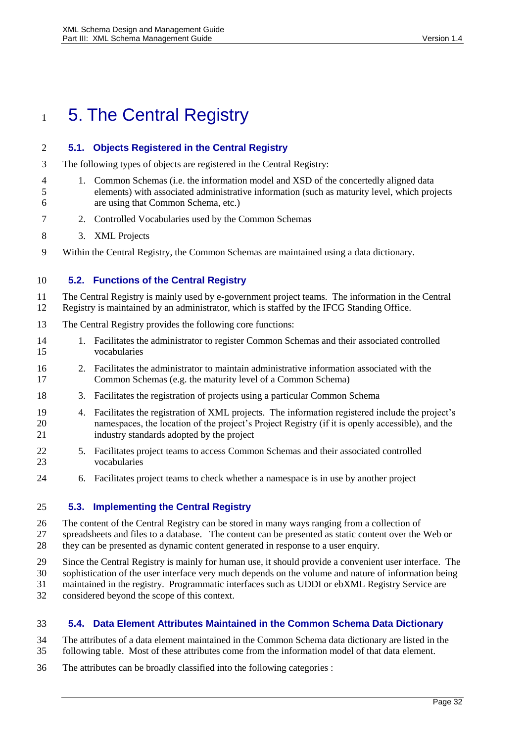# 5. The Central Registry

## 5.1. Objects Registered in the Central Registry

The following types of objects are registered in the Central Registry:

1. Common Schemas (i.e. the information model and XSD of the concertedly aligned data elements) with associated administrative information (such as maturity level, which projects are using that Common Schema, etc.)
2. Controlled Vocabularies used by the Common Schemas
3. XML Projects

Within the Central Registry, the Common Schemas are maintained using a data dictionary.

## 5.2. Functions of the Central Registry

The Central Registry is mainly used by e-government project teams. The information in the Central Registry is maintained by an administrator, which is staffed by the IFCG Standing Office.

The Central Registry provides the following core functions:

1. Facilitates the administrator to register Common Schemas and their associated controlled vocabularies
2. Facilitates the administrator to maintain administrative information associated with the Common Schemas (e.g. the maturity level of a Common Schema)
3. Facilitates the registration of projects using a particular Common Schema
4. Facilitates the registration of XML projects. The information registered include the project's namespaces, the location of the project's Project Registry (if it is openly accessible), and the industry standards adopted by the project
5. Facilitates project teams to access Common Schemas and their associated controlled vocabularies
6. Facilitates project teams to check whether a namespace is in use by another project

## 5.3. Implementing the Central Registry

The content of the Central Registry can be stored in many ways ranging from a collection of spreadsheets and files to a database. The content can be presented as static content over the Web or they can be presented as dynamic content generated in response to a user enquiry.

Since the Central Registry is mainly for human use, it should provide a convenient user interface. The sophistication of the user interface very much depends on the volume and nature of information being maintained in the registry. Programmatic interfaces such as UDDI or ebXML Registry Service are considered beyond the scope of this context.

## 5.4. Data Element Attributes Maintained in the Common Schema Data Dictionary

The attributes of a data element maintained in the Common Schema data dictionary are listed in the following table. Most of these attributes come from the information model of that data element.

The attributes can be broadly classified into the following categories :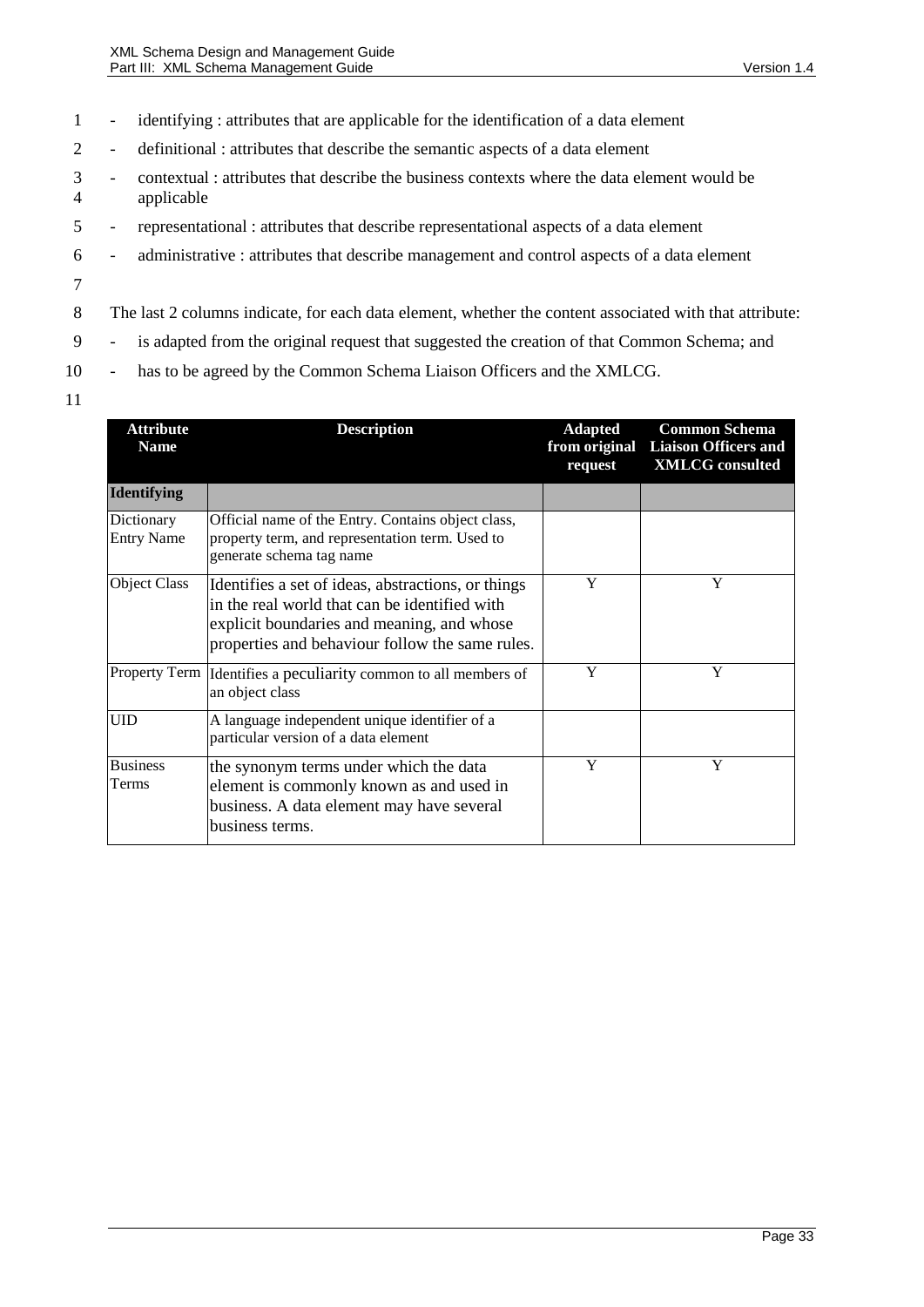- identifying : attributes that are applicable for the identification of a data element
- definitional : attributes that describe the semantic aspects of a data element
- contextual : attributes that describe the business contexts where the data element would be applicable
- representational : attributes that describe representational aspects of a data element
- administrative : attributes that describe management and control aspects of a data element

The last 2 columns indicate, for each data element, whether the content associated with that attribute:

- is adapted from the original request that suggested the creation of that Common Schema; and
- has to be agreed by the Common Schema Liaison Officers and the XMLCG.

| Attribute Name | Description | Adapted from original request | Common Schema Liaison Officers and XMLCG consulted |
|---|---|---|---|
| **Identifying** | | | |
| Dictionary Entry Name | Official name of the Entry. Contains object class, property term, and representation term. Used to generate schema tag name | | |
| Object Class | Identifies a set of ideas, abstractions, or things in the real world that can be identified with explicit boundaries and meaning, and whose properties and behaviour follow the same rules. | Y | Y |
| Property Term | Identifies a peculiarity common to all members of an object class | Y | Y |
| UID | A language independent unique identifier of a particular version of a data element | | |
| Business Terms | the synonym terms under which the data element is commonly known as and used in business. A data element may have several business terms. | Y | Y |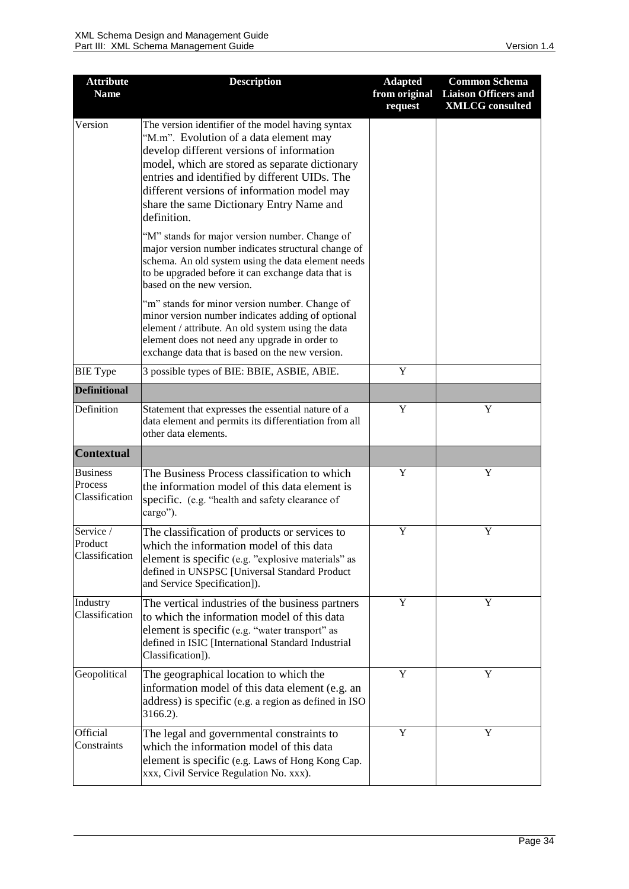| Attribute Name | Description | Adapted from original request | Common Schema Liaison Officers and XMLCG consulted |
|---|---|---|---|
| Version | The version identifier of the model having syntax "M.m". Evolution of a data element may develop different versions of information model, which are stored as separate dictionary entries and identified by different UIDs. The different versions of information model may share the same Dictionary Entry Name and definition.<br><br>"M" stands for major version number. Change of major version number indicates structural change of schema. An old system using the data element needs to be upgraded before it can exchange data that is based on the new version.<br><br>"m" stands for minor version number. Change of minor version number indicates adding of optional element / attribute. An old system using the data element does not need any upgrade in order to exchange data that is based on the new version. | | |
| BIE Type | 3 possible types of BIE: BBIE, ASBIE, ABIE. | Y | |
| **Definitional** | | | |
| Definition | Statement that expresses the essential nature of a data element and permits its differentiation from all other data elements. | Y | Y |
| **Contextual** | | | |
| Business Process Classification | The Business Process classification to which the information model of this data element is specific. (e.g. "health and safety clearance of cargo"). | Y | Y |
| Service / Product Classification | The classification of products or services to which the information model of this data element is specific (e.g. "explosive materials" as defined in UNSPSC [Universal Standard Product and Service Specification]). | Y | Y |
| Industry Classification | The vertical industries of the business partners to which the information model of this data element is specific (e.g. "water transport" as defined in ISIC [International Standard Industrial Classification]). | Y | Y |
| Geopolitical | The geographical location to which the information model of this data element (e.g. an address) is specific (e.g. a region as defined in ISO 3166.2). | Y | Y |
| Official Constraints | The legal and governmental constraints to which the information model of this data element is specific (e.g. Laws of Hong Kong Cap. xxx, Civil Service Regulation No. xxx). | Y | Y |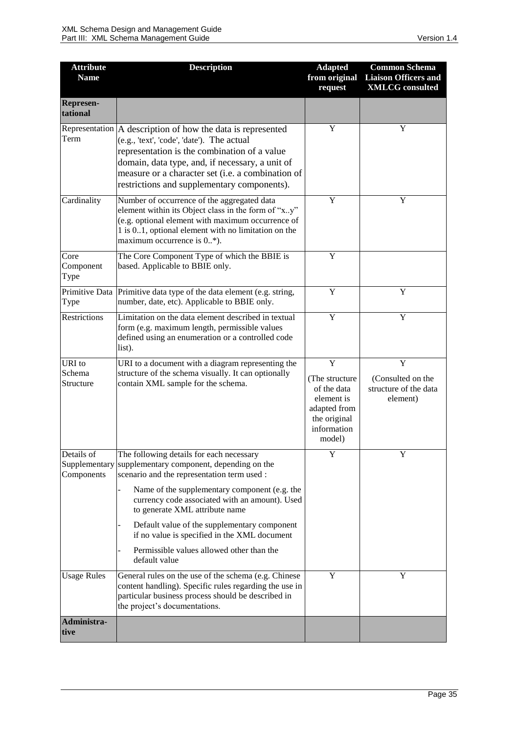| Attribute Name | Description | Adapted from original request | Common Schema Liaison Officers and XMLCG consulted |
|---|---|---|---|
| **Represen-tational** | | | |
| Representation Term | A description of how the data is represented (e.g., 'text', 'code', 'date'). The actual representation is the combination of a value domain, data type, and, if necessary, a unit of measure or a character set (i.e. a combination of restrictions and supplementary components). | Y | Y |
| Cardinality | Number of occurrence of the aggregated data element within its Object class in the form of "x..y" (e.g. optional element with maximum occurrence of 1 is 0..1, optional element with no limitation on the maximum occurrence is 0..*). | Y | Y |
| Core Component Type | The Core Component Type of which the BBIE is based. Applicable to BBIE only. | Y | |
| Primitive Data Type | Primitive data type of the data element (e.g. string, number, date, etc). Applicable to BBIE only. | Y | Y |
| Restrictions | Limitation on the data element described in textual form (e.g. maximum length, permissible values defined using an enumeration or a controlled code list). | Y | Y |
| URI to Schema Structure | URI to a document with a diagram representing the structure of the schema visually. It can optionally contain XML sample for the schema. | Y<br>(The structure of the data element is adapted from the original information model) | Y<br>(Consulted on the structure of the data element) |
| Details of Supplementary Components | The following details for each necessary supplementary component, depending on the scenario and the representation term used :<br>- Name of the supplementary component (e.g. the currency code associated with an amount). Used to generate XML attribute name<br>- Default value of the supplementary component if no value is specified in the XML document<br>- Permissible values allowed other than the default value | Y | Y |
| Usage Rules | General rules on the use of the schema (e.g. Chinese content handling). Specific rules regarding the use in particular business process should be described in the project's documentations. | Y | Y |
| **Administra-tive** | | | |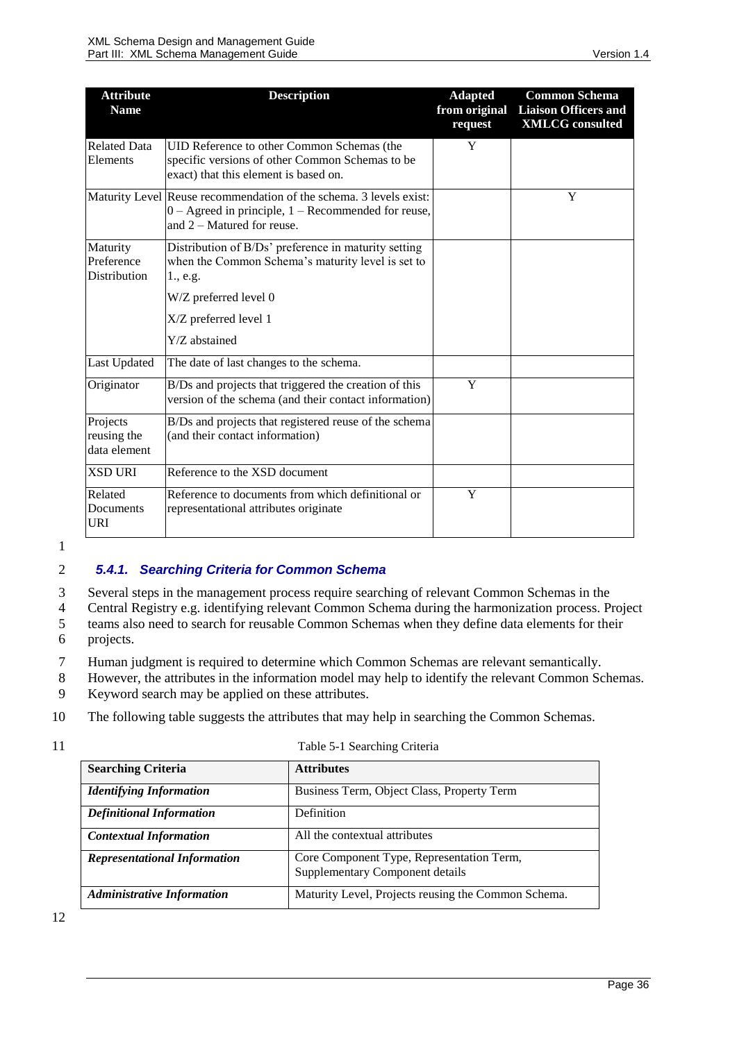| Attribute Name | Description | Adapted from original request | Common Schema Liaison Officers and XMLCG consulted |
|---|---|---|---|
| Related Data Elements | UID Reference to other Common Schemas (the specific versions of other Common Schemas to be exact) that this element is based on. | Y | |
| Maturity Level | Reuse recommendation of the schema. 3 levels exist: 0 – Agreed in principle, 1 – Recommended for reuse, and 2 – Matured for reuse. | | Y |
| Maturity Preference Distribution | Distribution of B/Ds' preference in maturity setting when the Common Schema's maturity level is set to 1., e.g.<br>W/Z preferred level 0<br>X/Z preferred level 1<br>Y/Z abstained | | |
| Last Updated | The date of last changes to the schema. | | |
| Originator | B/Ds and projects that triggered the creation of this version of the schema (and their contact information) | Y | |
| Projects reusing the data element | B/Ds and projects that registered reuse of the schema (and their contact information) | | |
| XSD URI | Reference to the XSD document | | |
| Related Documents URI | Reference to documents from which definitional or representational attributes originate | Y | |

### 5.4.1. Searching Criteria for Common Schema

Several steps in the management process require searching of relevant Common Schemas in the Central Registry e.g. identifying relevant Common Schema during the harmonization process. Project teams also need to search for reusable Common Schemas when they define data elements for their projects.

Human judgment is required to determine which Common Schemas are relevant semantically. However, the attributes in the information model may help to identify the relevant Common Schemas. Keyword search may be applied on these attributes.

The following table suggests the attributes that may help in searching the Common Schemas.

Table 5-1 Searching Criteria

| Searching Criteria | Attributes |
|---|---|
| ***Identifying Information*** | Business Term, Object Class, Property Term |
| ***Definitional Information*** | Definition |
| ***Contextual Information*** | All the contextual attributes |
| ***Representational Information*** | Core Component Type, Representation Term, Supplementary Component details |
| ***Administrative Information*** | Maturity Level, Projects reusing the Common Schema. |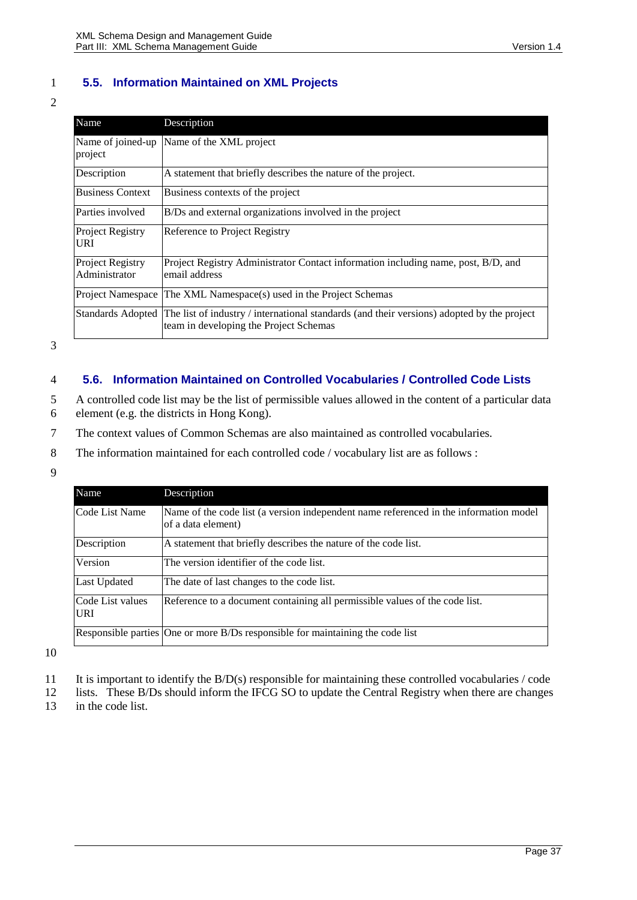## 5.5. Information Maintained on XML Projects

| Name | Description |
|---|---|
| Name of joined-up project | Name of the XML project |
| Description | A statement that briefly describes the nature of the project. |
| Business Context | Business contexts of the project |
| Parties involved | B/Ds and external organizations involved in the project |
| Project Registry URI | Reference to Project Registry |
| Project Registry Administrator | Project Registry Administrator Contact information including name, post, B/D, and email address |
| Project Namespace | The XML Namespace(s) used in the Project Schemas |
| Standards Adopted | The list of industry / international standards (and their versions) adopted by the project team in developing the Project Schemas |

## 5.6. Information Maintained on Controlled Vocabularies / Controlled Code Lists

A controlled code list may be the list of permissible values allowed in the content of a particular data element (e.g. the districts in Hong Kong).

The context values of Common Schemas are also maintained as controlled vocabularies.

The information maintained for each controlled code / vocabulary list are as follows :

| Name | Description |
|---|---|
| Code List Name | Name of the code list (a version independent name referenced in the information model of a data element) |
| Description | A statement that briefly describes the nature of the code list. |
| Version | The version identifier of the code list. |
| Last Updated | The date of last changes to the code list. |
| Code List values URI | Reference to a document containing all permissible values of the code list. |
| Responsible parties | One or more B/Ds responsible for maintaining the code list |

It is important to identify the B/D(s) responsible for maintaining these controlled vocabularies / code lists. These B/Ds should inform the IFCG SO to update the Central Registry when there are changes in the code list.